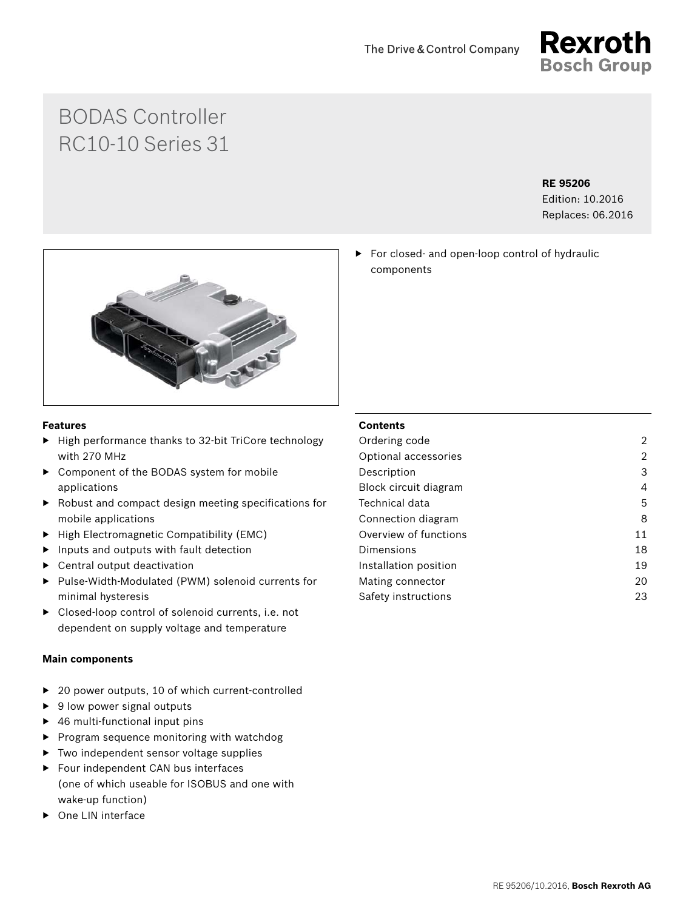The Drive & Control Company

**Rexroth**
**Bosch Group**

# BODAS Controller RC10-10 Series 31

**RE 95206**
Edition: 10.2016
Replaces: 06.2016

- For closed- and open-loop control of hydraulic components

**Features**

- High performance thanks to 32-bit TriCore technology with 270 MHz
- Component of the BODAS system for mobile applications
- Robust and compact design meeting specifications for mobile applications
- High Electromagnetic Compatibility (EMC)
- Inputs and outputs with fault detection
- Central output deactivation
- Pulse-Width-Modulated (PWM) solenoid currents for minimal hysteresis
- Closed-loop control of solenoid currents, i.e. not dependent on supply voltage and temperature

**Main components**

- 20 power outputs, 10 of which current-controlled
- 9 low power signal outputs
- 46 multi-functional input pins
- Program sequence monitoring with watchdog
- Two independent sensor voltage supplies
- Four independent CAN bus interfaces (one of which useable for ISOBUS and one with wake-up function)
- One LIN interface

**Contents**

| | |
|---|---|
| Ordering code | 2 |
| Optional accessories | 2 |
| Description | 3 |
| Block circuit diagram | 4 |
| Technical data | 5 |
| Connection diagram | 8 |
| Overview of functions | 11 |
| Dimensions | 18 |
| Installation position | 19 |
| Mating connector | 20 |
| Safety instructions | 23 |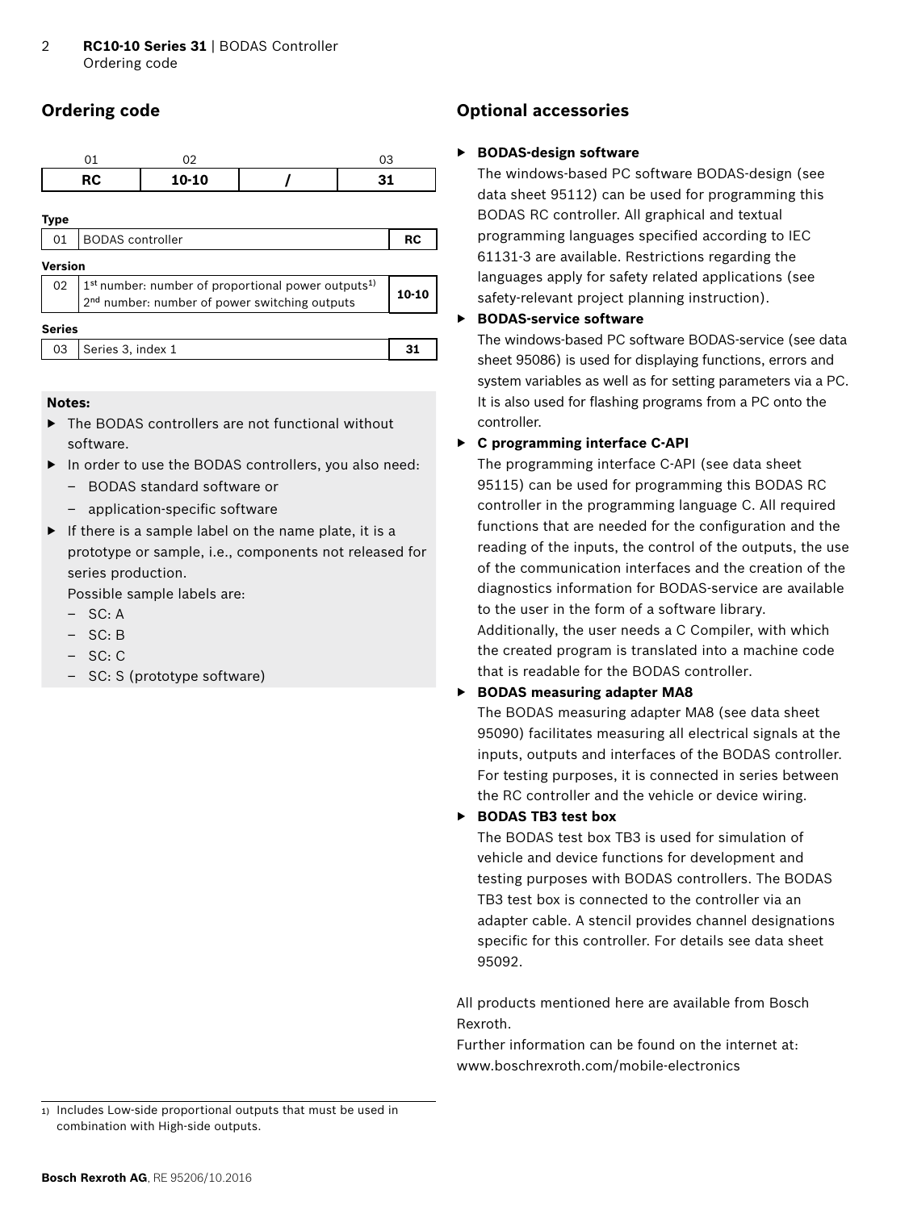## Ordering code

| 01 | 02 | | 03 |
|---|---|---|---|
| **RC** | **10-10** | **/** | **31** |

**Type**

| | | |
|---|---|---|
| 01 | BODAS controller | **RC** |

**Version**

| | | |
|---|---|---|
| 02 | 1st number: number of proportional power outputs[1)]<br>2nd number: number of power switching outputs | **10-10** |

**Series**

| | | |
|---|---|---|
| 03 | Series 3, index 1 | **31** |

**Notes:**

- The BODAS controllers are not functional without software.
- In order to use the BODAS controllers, you also need:
  - BODAS standard software or
  - application-specific software
- If there is a sample label on the name plate, it is a prototype or sample, i.e., components not released for series production.
  Possible sample labels are:
  - SC: A
  - SC: B
  - SC: C
  - SC: S (prototype software)

1) Includes Low-side proportional outputs that must be used in combination with High-side outputs.

## Optional accessories

- **BODAS-design software**
  The windows-based PC software BODAS-design (see data sheet 95112) can be used for programming this BODAS RC controller. All graphical and textual programming languages specified according to IEC 61131-3 are available. Restrictions regarding the languages apply for safety related applications (see safety-relevant project planning instruction).
- **BODAS-service software**
  The windows-based PC software BODAS-service (see data sheet 95086) is used for displaying functions, errors and system variables as well as for setting parameters via a PC. It is also used for flashing programs from a PC onto the controller.
- **C programming interface C-API**
  The programming interface C-API (see data sheet 95115) can be used for programming this BODAS RC controller in the programming language C. All required functions that are needed for the configuration and the reading of the inputs, the control of the outputs, the use of the communication interfaces and the creation of the diagnostics information for BODAS-service are available to the user in the form of a software library.
  Additionally, the user needs a C Compiler, with which the created program is translated into a machine code that is readable for the BODAS controller.
- **BODAS measuring adapter MA8**
  The BODAS measuring adapter MA8 (see data sheet 95090) facilitates measuring all electrical signals at the inputs, outputs and interfaces of the BODAS controller. For testing purposes, it is connected in series between the RC controller and the vehicle or device wiring.
- **BODAS TB3 test box**
  The BODAS test box TB3 is used for simulation of vehicle and device functions for development and testing purposes with BODAS controllers. The BODAS TB3 test box is connected to the controller via an adapter cable. A stencil provides channel designations specific for this controller. For details see data sheet 95092.

All products mentioned here are available from Bosch Rexroth.

Further information can be found on the internet at: www.boschrexroth.com/mobile-electronics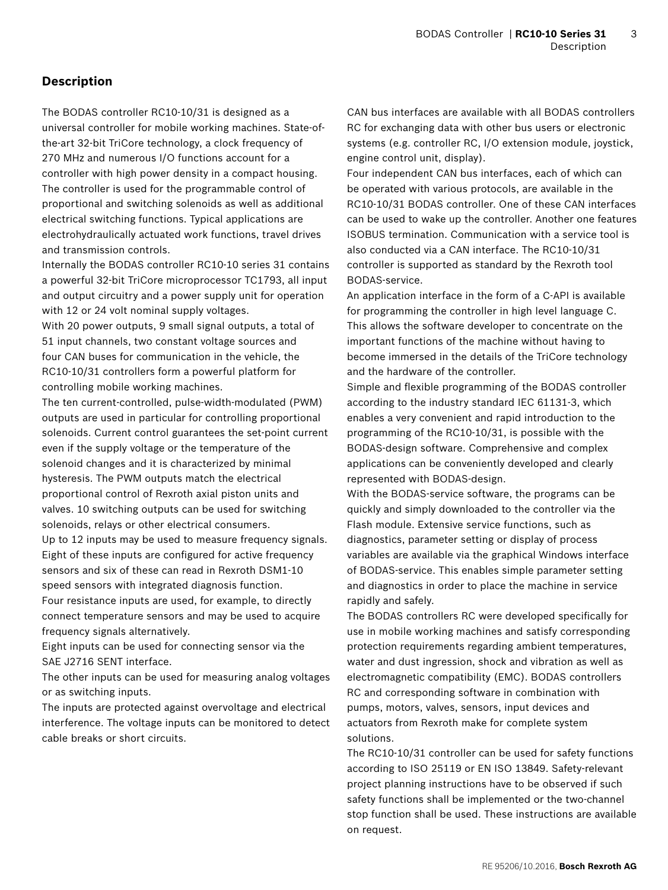## Description

The BODAS controller RC10-10/31 is designed as a universal controller for mobile working machines. State-of-the-art 32-bit TriCore technology, a clock frequency of 270 MHz and numerous I/O functions account for a controller with high power density in a compact housing. The controller is used for the programmable control of proportional and switching solenoids as well as additional electrical switching functions. Typical applications are electrohydraulically actuated work functions, travel drives and transmission controls.

Internally the BODAS controller RC10-10 series 31 contains a powerful 32-bit TriCore microprocessor TC1793, all input and output circuitry and a power supply unit for operation with 12 or 24 volt nominal supply voltages.

With 20 power outputs, 9 small signal outputs, a total of 51 input channels, two constant voltage sources and four CAN buses for communication in the vehicle, the RC10-10/31 controllers form a powerful platform for controlling mobile working machines.

The ten current-controlled, pulse-width-modulated (PWM) outputs are used in particular for controlling proportional solenoids. Current control guarantees the set-point current even if the supply voltage or the temperature of the solenoid changes and it is characterized by minimal hysteresis. The PWM outputs match the electrical proportional control of Rexroth axial piston units and valves. 10 switching outputs can be used for switching solenoids, relays or other electrical consumers.

Up to 12 inputs may be used to measure frequency signals. Eight of these inputs are configured for active frequency sensors and six of these can read in Rexroth DSM1-10 speed sensors with integrated diagnosis function.

Four resistance inputs are used, for example, to directly connect temperature sensors and may be used to acquire frequency signals alternatively.

Eight inputs can be used for connecting sensor via the SAE J2716 SENT interface.

The other inputs can be used for measuring analog voltages or as switching inputs.

The inputs are protected against overvoltage and electrical interference. The voltage inputs can be monitored to detect cable breaks or short circuits.

CAN bus interfaces are available with all BODAS controllers RC for exchanging data with other bus users or electronic systems (e.g. controller RC, I/O extension module, joystick, engine control unit, display).

Four independent CAN bus interfaces, each of which can be operated with various protocols, are available in the RC10-10/31 BODAS controller. One of these CAN interfaces can be used to wake up the controller. Another one features ISOBUS termination. Communication with a service tool is also conducted via a CAN interface. The RC10-10/31 controller is supported as standard by the Rexroth tool BODAS-service.

An application interface in the form of a C-API is available for programming the controller in high level language C. This allows the software developer to concentrate on the important functions of the machine without having to become immersed in the details of the TriCore technology and the hardware of the controller.

Simple and flexible programming of the BODAS controller according to the industry standard IEC 61131-3, which enables a very convenient and rapid introduction to the programming of the RC10-10/31, is possible with the BODAS-design software. Comprehensive and complex applications can be conveniently developed and clearly represented with BODAS-design.

With the BODAS-service software, the programs can be quickly and simply downloaded to the controller via the Flash module. Extensive service functions, such as diagnostics, parameter setting or display of process variables are available via the graphical Windows interface of BODAS-service. This enables simple parameter setting and diagnostics in order to place the machine in service rapidly and safely.

The BODAS controllers RC were developed specifically for use in mobile working machines and satisfy corresponding protection requirements regarding ambient temperatures, water and dust ingression, shock and vibration as well as electromagnetic compatibility (EMC). BODAS controllers RC and corresponding software in combination with pumps, motors, valves, sensors, input devices and actuators from Rexroth make for complete system solutions.

The RC10-10/31 controller can be used for safety functions according to ISO 25119 or EN ISO 13849. Safety-relevant project planning instructions have to be observed if such safety functions shall be implemented or the two-channel stop function shall be used. These instructions are available on request.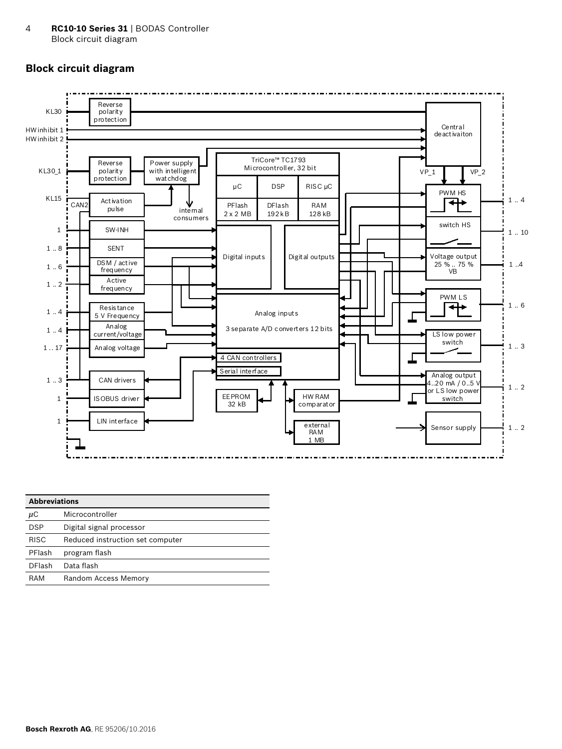## Block circuit diagram

| **Abbreviations** | |
|---|---|
| µC | Microcontroller |
| DSP | Digital signal processor |
| RISC | Reduced instruction set computer |
| PFlash | program flash |
| DFlash | Data flash |
| RAM | Random Access Memory |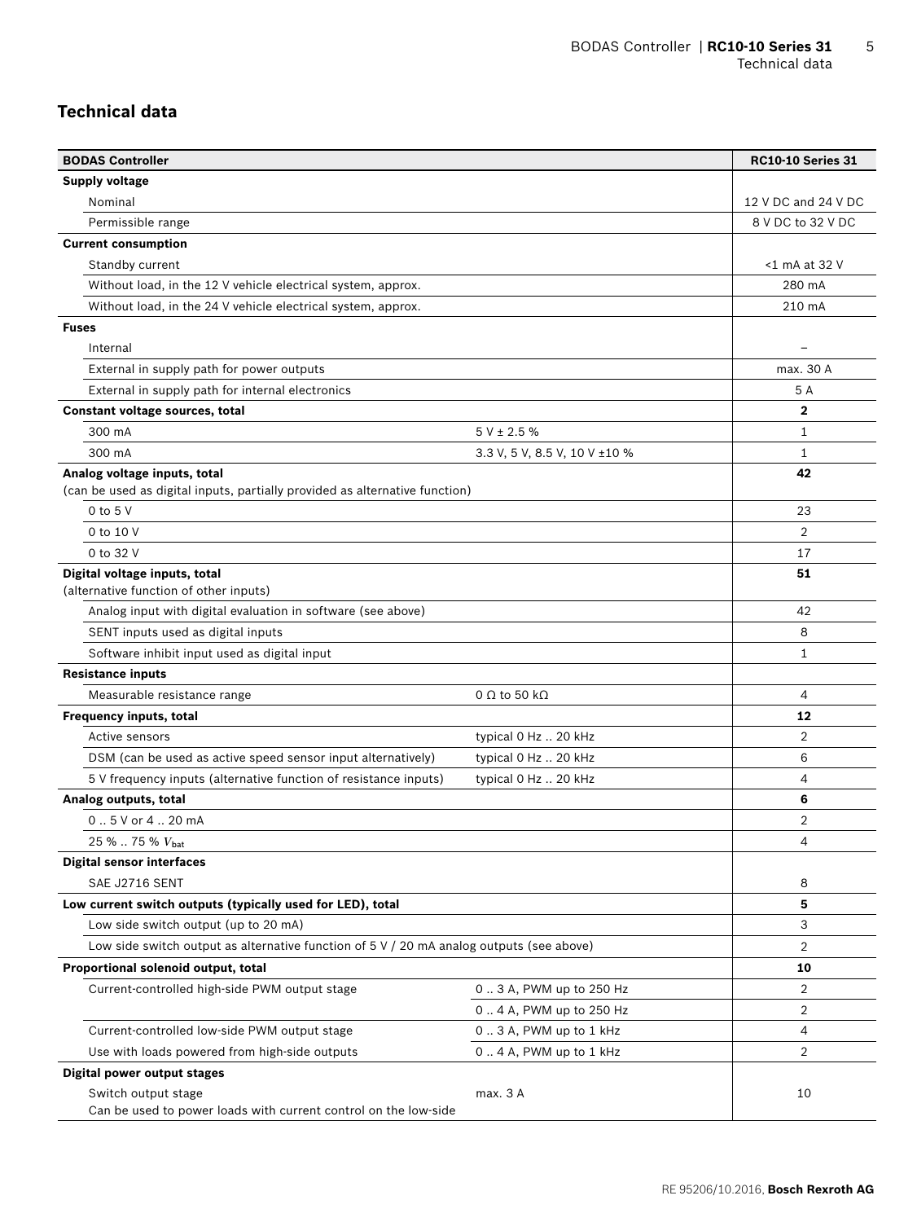## Technical data

| BODAS Controller | | RC10-10 Series 31 |
|---|---|---|
| **Supply voltage** | | |
| Nominal | | 12 V DC and 24 V DC |
| Permissible range | | 8 V DC to 32 V DC |
| **Current consumption** | | |
| Standby current | | <1 mA at 32 V |
| Without load, in the 12 V vehicle electrical system, approx. | | 280 mA |
| Without load, in the 24 V vehicle electrical system, approx. | | 210 mA |
| **Fuses** | | |
| Internal | | – |
| External in supply path for power outputs | | max. 30 A |
| External in supply path for internal electronics | | 5 A |
| **Constant voltage sources, total** | | **2** |
| 300 mA | 5 V ± 2.5 % | 1 |
| 300 mA | 3.3 V, 5 V, 8.5 V, 10 V ±10 % | 1 |
| **Analog voltage inputs, total** (can be used as digital inputs, partially provided as alternative function) | | **42** |
| 0 to 5 V | | 23 |
| 0 to 10 V | | 2 |
| 0 to 32 V | | 17 |
| **Digital voltage inputs, total** (alternative function of other inputs) | | **51** |
| Analog input with digital evaluation in software (see above) | | 42 |
| SENT inputs used as digital inputs | | 8 |
| Software inhibit input used as digital input | | 1 |
| **Resistance inputs** | | |
| Measurable resistance range | 0 Ω to 50 kΩ | 4 |
| **Frequency inputs, total** | | **12** |
| Active sensors | typical 0 Hz .. 20 kHz | 2 |
| DSM (can be used as active speed sensor input alternatively) | typical 0 Hz .. 20 kHz | 6 |
| 5 V frequency inputs (alternative function of resistance inputs) | typical 0 Hz .. 20 kHz | 4 |
| **Analog outputs, total** | | **6** |
| 0 .. 5 V or 4 .. 20 mA | | 2 |
| 25 % .. 75 % $V_{bat}$ | | 4 |
| **Digital sensor interfaces** | | |
| SAE J2716 SENT | | 8 |
| **Low current switch outputs (typically used for LED), total** | | **5** |
| Low side switch output (up to 20 mA) | | 3 |
| Low side switch output as alternative function of 5 V / 20 mA analog outputs (see above) | | 2 |
| **Proportional solenoid output, total** | | **10** |
| Current-controlled high-side PWM output stage | 0 .. 3 A, PWM up to 250 Hz | 2 |
| | 0 .. 4 A, PWM up to 250 Hz | 2 |
| Current-controlled low-side PWM output stage | 0 .. 3 A, PWM up to 1 kHz | 4 |
| Use with loads powered from high-side outputs | 0 .. 4 A, PWM up to 1 kHz | 2 |
| **Digital power output stages** | | |
| Switch output stage Can be used to power loads with current control on the low-side | max. 3 A | 10 |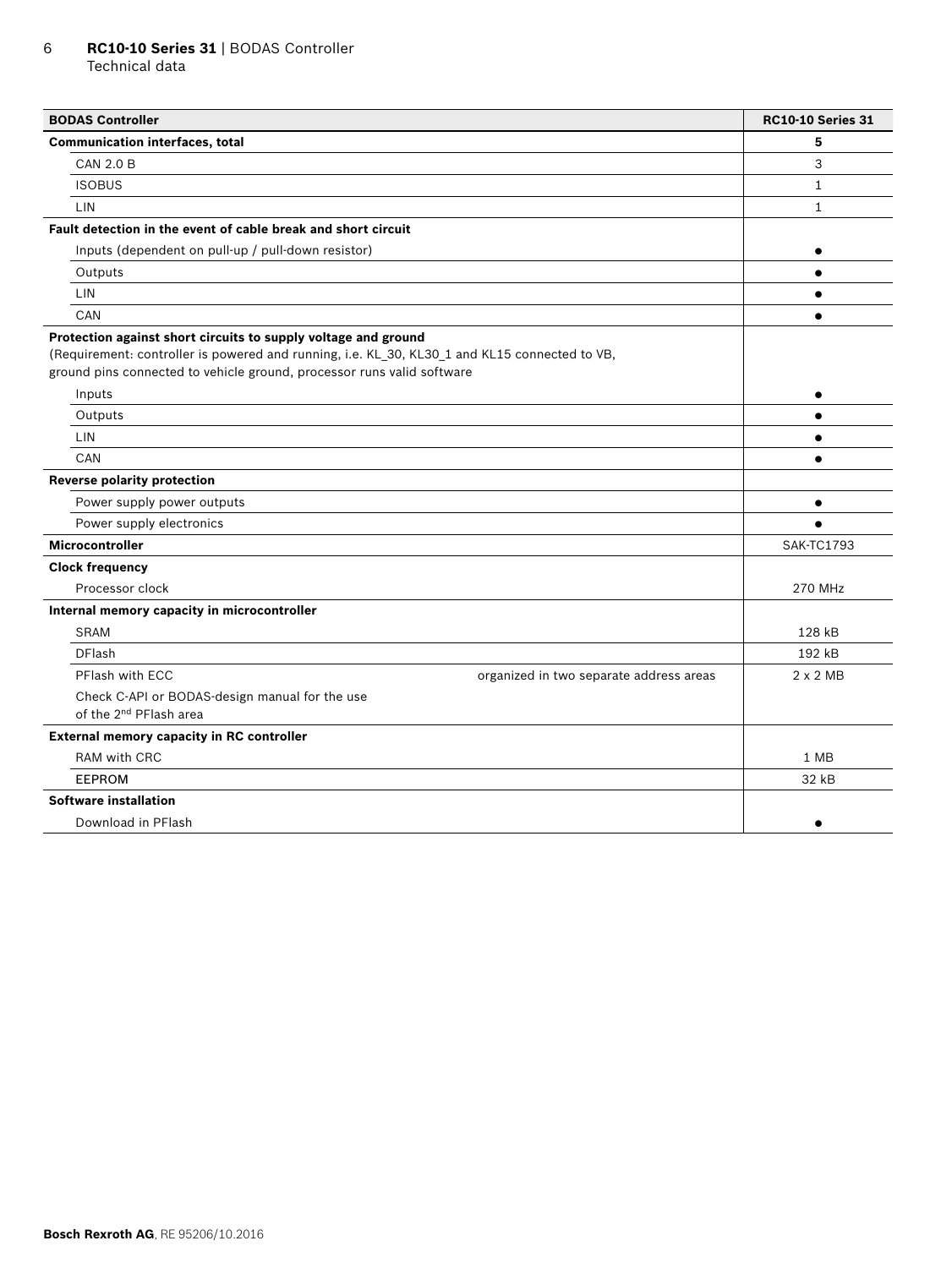| BODAS Controller | | RC10-10 Series 31 |
|---|---|---|
| **Communication interfaces, total** | | **5** |
| CAN 2.0 B | | 3 |
| ISOBUS | | 1 |
| LIN | | 1 |
| **Fault detection in the event of cable break and short circuit** | | |
| Inputs (dependent on pull-up / pull-down resistor) | | ● |
| Outputs | | ● |
| LIN | | ● |
| CAN | | ● |
| **Protection against short circuits to supply voltage and ground** (Requirement: controller is powered and running, i.e. KL_30, KL30_1 and KL15 connected to VB, ground pins connected to vehicle ground, processor runs valid software | | |
| Inputs | | ● |
| Outputs | | ● |
| LIN | | ● |
| CAN | | ● |
| **Reverse polarity protection** | | |
| Power supply power outputs | | ● |
| Power supply electronics | | ● |
| **Microcontroller** | | SAK-TC1793 |
| **Clock frequency** | | |
| Processor clock | | 270 MHz |
| **Internal memory capacity in microcontroller** | | |
| SRAM | | 128 kB |
| DFlash | | 192 kB |
| PFlash with ECC | organized in two separate address areas | 2 x 2 MB |
| Check C-API or BODAS-design manual for the use of the 2nd PFlash area | | |
| **External memory capacity in RC controller** | | |
| RAM with CRC | | 1 MB |
| EEPROM | | 32 kB |
| **Software installation** | | |
| Download in PFlash | | ● |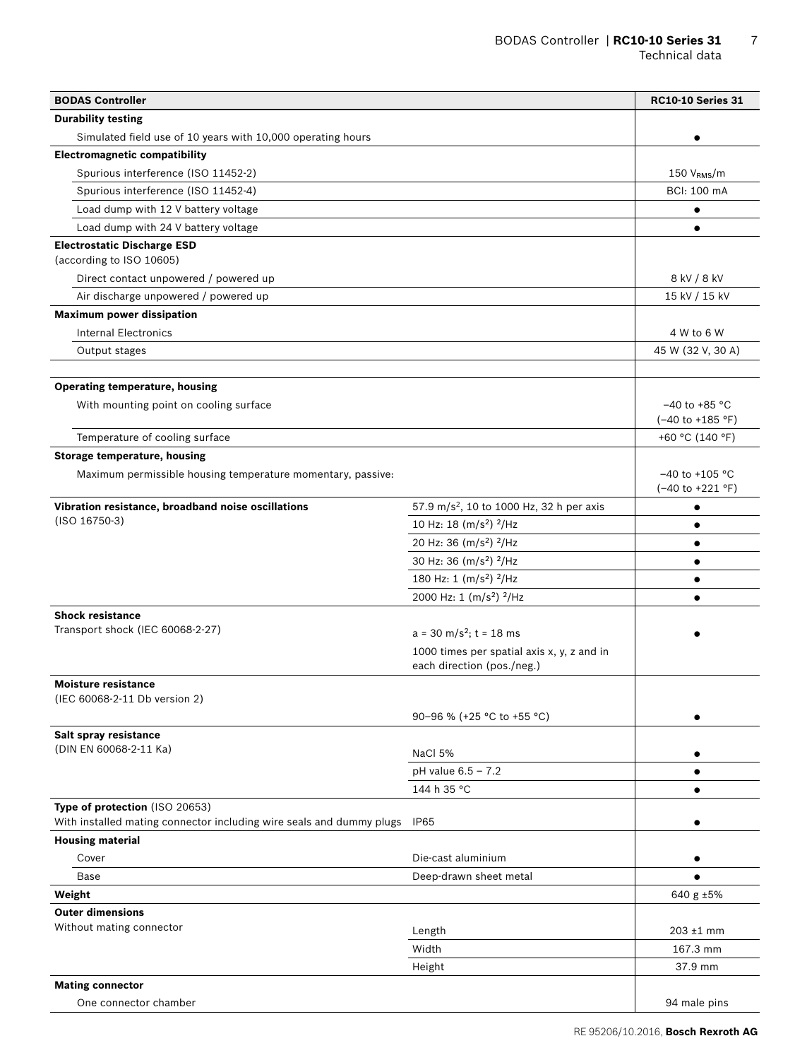| BODAS Controller | | RC10-10 Series 31 |
|---|---|---|
| **Durability testing** | | |
| Simulated field use of 10 years with 10,000 operating hours | | ● |
| **Electromagnetic compatibility** | | |
| Spurious interference (ISO 11452-2) | | 150 $V_{RMS}$/m |
| Spurious interference (ISO 11452-4) | | BCI: 100 mA |
| Load dump with 12 V battery voltage | | ● |
| Load dump with 24 V battery voltage | | ● |
| **Electrostatic Discharge ESD** (according to ISO 10605) | | |
| Direct contact unpowered / powered up | | 8 kV / 8 kV |
| Air discharge unpowered / powered up | | 15 kV / 15 kV |
| **Maximum power dissipation** | | |
| Internal Electronics | | 4 W to 6 W |
| Output stages | | 45 W (32 V, 30 A) |
| | | |
| **Operating temperature, housing** | | |
| With mounting point on cooling surface | | −40 to +85 °C (−40 to +185 °F) |
| Temperature of cooling surface | | +60 °C (140 °F) |
| **Storage temperature, housing** | | |
| Maximum permissible housing temperature momentary, passive: | | −40 to +105 °C (−40 to +221 °F) |
| **Vibration resistance, broadband noise oscillations** (ISO 16750-3) | 57.9 $m/s^2$, 10 to 1000 Hz, 32 h per axis | ● |
| | 10 Hz: 18 $(m/s^2)^2$/Hz | ● |
| | 20 Hz: 36 $(m/s^2)^2$/Hz | ● |
| | 30 Hz: 36 $(m/s^2)^2$/Hz | ● |
| | 180 Hz: 1 $(m/s^2)^2$/Hz | ● |
| | 2000 Hz: 1 $(m/s^2)^2$/Hz | ● |
| **Shock resistance** Transport shock (IEC 60068-2-27) | $a = 30\ m/s^2$; $t = 18$ ms | ● |
| | 1000 times per spatial axis x, y, z and in each direction (pos./neg.) | |
| **Moisture resistance** (IEC 60068-2-11 Db version 2) | | |
| | 90–96 % (+25 °C to +55 °C) | ● |
| **Salt spray resistance** (DIN EN 60068-2-11 Ka) | NaCl 5% | ● |
| | pH value 6.5 – 7.2 | ● |
| | 144 h 35 °C | ● |
| **Type of protection** (ISO 20653) With installed mating connector including wire seals and dummy plugs | IP65 | ● |
| **Housing material** | | |
| Cover | Die-cast aluminium | ● |
| Base | Deep-drawn sheet metal | ● |
| **Weight** | | 640 g ±5% |
| **Outer dimensions** Without mating connector | Length | 203 ±1 mm |
| | Width | 167.3 mm |
| | Height | 37.9 mm |
| **Mating connector** | | |
| One connector chamber | | 94 male pins |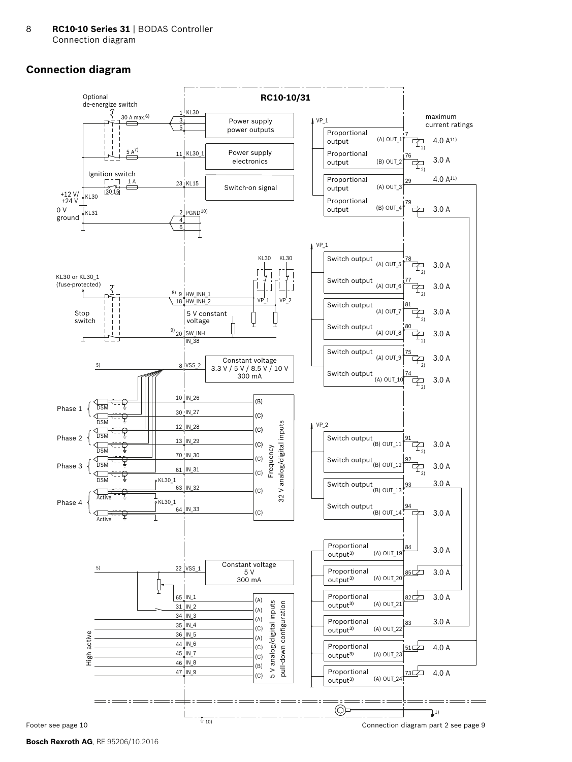## Connection diagram

**RC10-10/31**

Optional de-energize switch

30 A max.[6)]

5 A[7)]

Ignition switch

1 A

30 15

+12 V/ +24 V KL30

0 V ground KL31

1 KL30
3
5

Power supply power outputs

11 KL30_1

Power supply electronics

23 KL15

Switch-on signal

2 PGND[10)]
4
6

maximum current ratings

VP_1

| Output | Pin | Signal | Maximum current rating |
|---|---|---|---|
| Proportional output | 7 | (A) OUT_1 | 4.0 A[11)] |
| Proportional output | 76 | (B) OUT_2 | 3.0 A |
| Proportional output | 29 | (A) OUT_3 | 4.0 A[11)] |
| Proportional output | 79 | (B) OUT_4 | 3.0 A |

VP_1

| Output | Pin | Signal | Maximum current rating |
|---|---|---|---|
| Switch output | 78 | (A) OUT_5 | 3.0 A |
| Switch output | 77 | (A) OUT_6 | 3.0 A |
| Switch output | 81 | (A) OUT_7 | 3.0 A |
| Switch output | 80 | (A) OUT_8 | 3.0 A |
| Switch output | 75 | (A) OUT_9 | 3.0 A |
| Switch output | 74 | (A) OUT_10 | 3.0 A |

KL30 or KL30_1 (fuse-protected)

Stop switch

KL30 KL30

8) 9 HW_INH_1
18 HW_INH_2

VP_1 VP_2

5 V constant voltage

9) 20 SW_INH
IN_38

5) 8 VSS_2

Constant voltage 3.3 V / 5 V / 8.5 V / 10 V 300 mA

Frequency 32 V analog/digital inputs

| Group | Sensor | Pin | Input | Configuration |
|---|---|---|---|---|
| Phase 1 | DSM | 10 | IN_26 | (B) |
| | DSM | 30 | IN_27 | (C) |
| Phase 2 | DSM | 12 | IN_28 | (C) |
| | DSM | 13 | IN_29 | (C) |
| Phase 3 | DSM | 70 | IN_30 | (C) |
| | DSM | 61 | IN_31 | (C) |
| Phase 4 | Active (KL30_1) | 63 | IN_32 | (C) |
| | Active (KL30_1) | 64 | IN_33 | (C) |

VP_2

| Output | Pin | Signal | Maximum current rating |
|---|---|---|---|
| Switch output | 91 | (B) OUT_11 | 3.0 A |
| Switch output | 92 | (B) OUT_12 | 3.0 A |
| Switch output | 93 | (B) OUT_13 | 3.0 A |
| Switch output | 94 | (B) OUT_14 | 3.0 A |

| Output | Pin | Signal | Maximum current rating |
|---|---|---|---|
| Proportional output[3)] | 84 | (A) OUT_19 | 3.0 A |
| Proportional output[3)] | 85 | (A) OUT_20 | 3.0 A |
| Proportional output[3)] | 82 | (A) OUT_21 | 3.0 A |
| Proportional output[3)] | 83 | (A) OUT_22 | 3.0 A |
| Proportional output[3)] | 51 | (A) OUT_23 | 4.0 A |
| Proportional output[3)] | 73 | (A) OUT_24 | 4.0 A |

5) 22 VSS_1

Constant voltage 5 V 300 mA

High active

5 V analog/digital inputs pull-down configuration

| Pin | Input | Configuration |
|---|---|---|
| 65 | IN_1 | (A) |
| 31 | IN_2 | (A) |
| 34 | IN_3 | (A) |
| 35 | IN_4 | (C) |
| 36 | IN_5 | (A) |
| 44 | IN_6 | (C) |
| 45 | IN_7 | (C) |
| 46 | IN_8 | (B) |
| 47 | IN_9 | (C) |

1)

10)

Footer see page 10

Connection diagram part 2 see page 9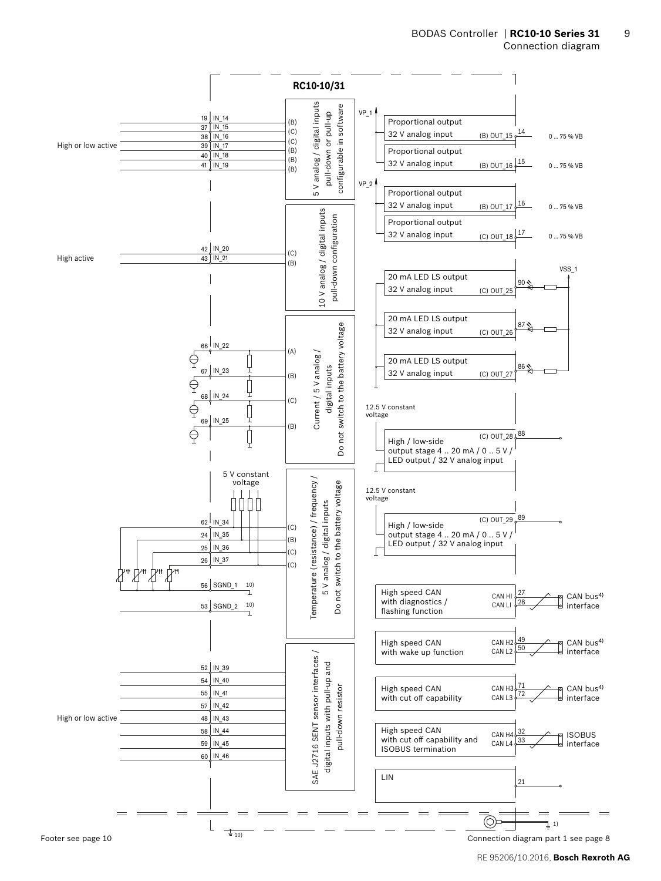## Connection diagram

**RC10-10/31**

**Inputs (left side)**

High or low active:

| Pin | Signal | Type |
|---|---|---|
| 19 | IN_14 | (B) |
| 37 | IN_15 | (C) |
| 38 | IN_16 | (C) |
| 39 | IN_17 | (B) |
| 40 | IN_18 | (B) |
| 41 | IN_19 | (B) |

5 V analog / digital inputs pull-down or pull-up configurable in software

High active:

| Pin | Signal | Type |
|---|---|---|
| 42 | IN_20 | (C) |
| 43 | IN_21 | (B) |

10 V analog / digital inputs pull-down configuration

| Pin | Signal | Type |
|---|---|---|
| 66 | IN_22 | (A) |
| 67 | IN_23 | (B) |
| 68 | IN_24 | (C) |
| 69 | IN_25 | (B) |

Current / 5 V analog / digital inputs
Do not switch to the battery voltage

5 V constant voltage

| Pin | Signal | Type |
|---|---|---|
| 62 | IN_34 | (C) |
| 24 | IN_35 | (B) |
| 25 | IN_36 | (C) |
| 26 | IN_37 | (C) |
| 56 | SGND_1 [10) ] | |
| 53 | SGND_2 [10) ] | |

Temperature (resistance) / frequency / 5 V analog / digital inputs
Do not switch to the battery voltage

High or low active:

| Pin | Signal |
|---|---|
| 52 | IN_39 |
| 54 | IN_40 |
| 55 | IN_41 |
| 57 | IN_42 |
| 48 | IN_43 |
| 58 | IN_44 |
| 59 | IN_45 |
| 60 | IN_46 |

SAE J2716 SENT sensor interfaces / digital inputs with pull-up and pull-down resistor

**Outputs (right side)**

| Supply | Function | Signal | Pin | Note |
|---|---|---|---|---|
| VP_1 | Proportional output / 32 V analog input | (B) OUT_15 | 14 | 0 ... 75 % VB |
| VP_1 | Proportional output / 32 V analog input | (B) OUT_16 | 15 | 0 ... 75 % VB |
| VP_2 | Proportional output / 32 V analog input | (B) OUT_17 | 16 | 0 ... 75 % VB |
| VP_2 | Proportional output / 32 V analog input | (C) OUT_18 | 17 | 0 ... 75 % VB |
| VSS_1 | 20 mA LED LS output / 32 V analog input | (C) OUT_25 | 90 | |
| VSS_1 | 20 mA LED LS output / 32 V analog input | (C) OUT_26 | 87 | |
| VSS_1 | 20 mA LED LS output / 32 V analog input | (C) OUT_27 | 86 | |
| 12.5 V constant voltage | High / low-side output stage 4 .. 20 mA / 0 .. 5 V / LED output / 32 V analog input | (C) OUT_28 | 88 | |
| 12.5 V constant voltage | High / low-side output stage 4 .. 20 mA / 0 .. 5 V / LED output / 32 V analog input | (C) OUT_29 | 89 | |

**Communication interfaces**

| Function | Signals | Pins | Interface |
|---|---|---|---|
| High speed CAN with diagnostics / flashing function | CAN HI / CAN LI | 27 / 28 | CAN bus[4)] interface |
| High speed CAN with wake up function | CAN H2 / CAN L2 | 49 / 50 | CAN bus[4)] interface |
| High speed CAN with cut off capability | CAN H3 / CAN L3 | 71 / 72 | CAN bus[4)] interface |
| High speed CAN with cut off capability and ISOBUS termination | CAN H4 / CAN L4 | 32 / 33 | ISOBUS interface |
| LIN | | 21 | |

Ground: 1), 10)

Footer see page 10

Connection diagram part 1 see page 8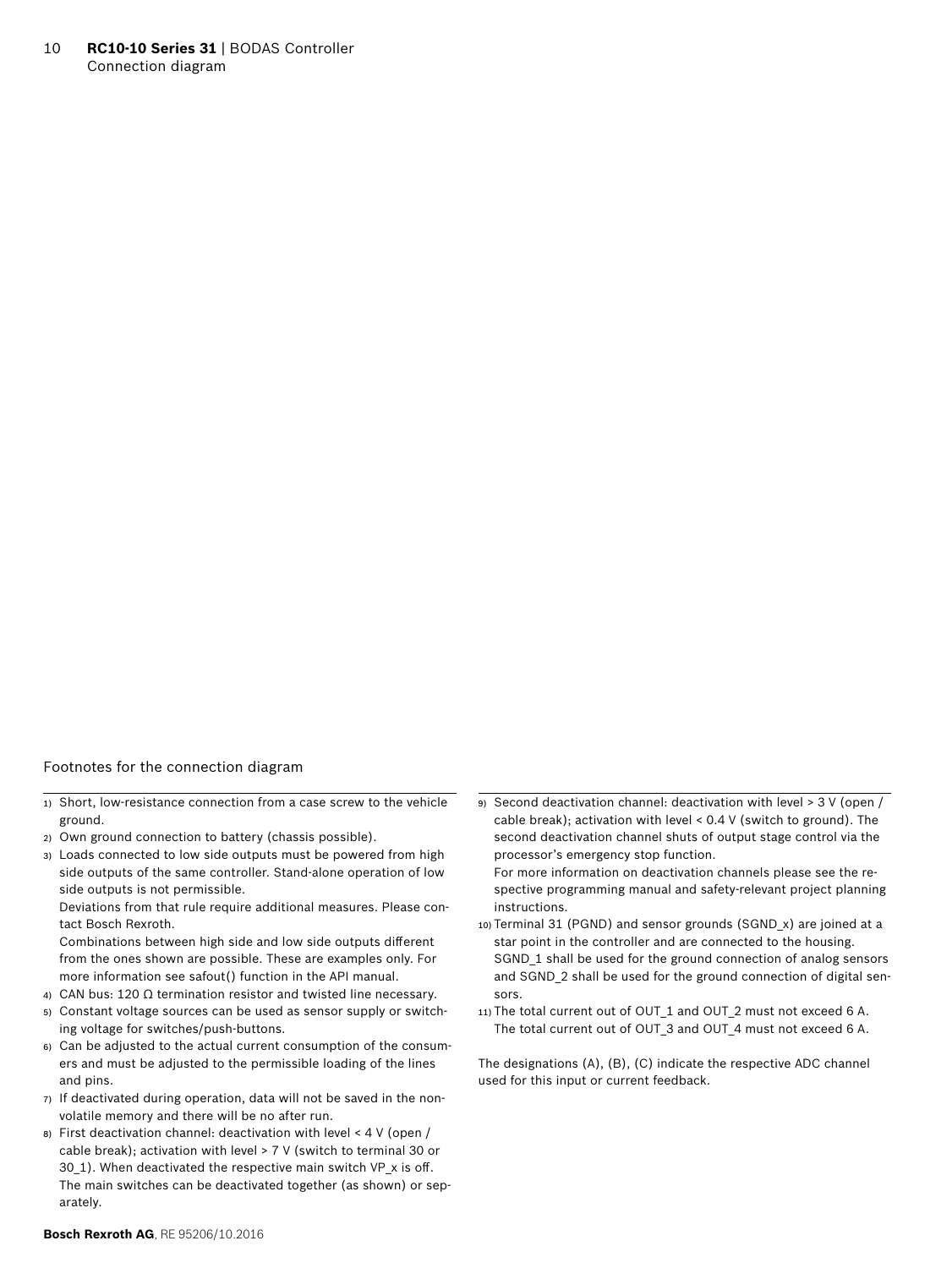## Footnotes for the connection diagram

1) Short, low-resistance connection from a case screw to the vehicle ground.
2) Own ground connection to battery (chassis possible).
3) Loads connected to low side outputs must be powered from high side outputs of the same controller. Stand-alone operation of low side outputs is not permissible.
   Deviations from that rule require additional measures. Please contact Bosch Rexroth.
   Combinations between high side and low side outputs different from the ones shown are possible. These are examples only. For more information see safout() function in the API manual.
4) CAN bus: 120 Ω termination resistor and twisted line necessary.
5) Constant voltage sources can be used as sensor supply or switching voltage for switches/push-buttons.
6) Can be adjusted to the actual current consumption of the consumers and must be adjusted to the permissible loading of the lines and pins.
7) If deactivated during operation, data will not be saved in the non-volatile memory and there will be no after run.
8) First deactivation channel: deactivation with level < 4 V (open / cable break); activation with level > 7 V (switch to terminal 30 or 30_1). When deactivated the respective main switch VP_x is off. The main switches can be deactivated together (as shown) or separately.
9) Second deactivation channel: deactivation with level > 3 V (open / cable break); activation with level < 0.4 V (switch to ground). The second deactivation channel shuts of output stage control via the processor's emergency stop function.
   For more information on deactivation channels please see the respective programming manual and safety-relevant project planning instructions.
10) Terminal 31 (PGND) and sensor grounds (SGND_x) are joined at a star point in the controller and are connected to the housing. SGND_1 shall be used for the ground connection of analog sensors and SGND_2 shall be used for the ground connection of digital sensors.
11) The total current out of OUT_1 and OUT_2 must not exceed 6 A. The total current out of OUT_3 and OUT_4 must not exceed 6 A.

The designations (A), (B), (C) indicate the respective ADC channel used for this input or current feedback.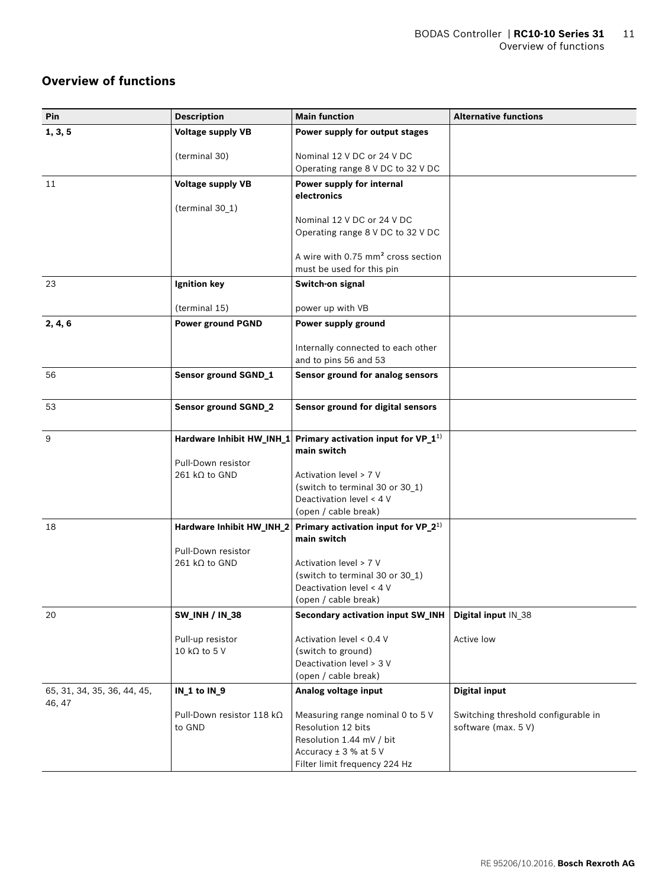## Overview of functions

| Pin | Description | Main function | Alternative functions |
|---|---|---|---|
| **1, 3, 5** | **Voltage supply VB**<br><br>(terminal 30) | **Power supply for output stages**<br><br>Nominal 12 V DC or 24 V DC<br>Operating range 8 V DC to 32 V DC | |
| 11 | **Voltage supply VB**<br><br>(terminal 30_1) | **Power supply for internal electronics**<br><br>Nominal 12 V DC or 24 V DC<br>Operating range 8 V DC to 32 V DC<br><br>A wire with 0.75 mm² cross section must be used for this pin | |
| 23 | **Ignition key**<br><br>(terminal 15) | **Switch-on signal**<br><br>power up with VB | |
| **2, 4, 6** | **Power ground PGND** | **Power supply ground**<br><br>Internally connected to each other and to pins 56 and 53 | |
| 56 | **Sensor ground SGND_1** | **Sensor ground for analog sensors** | |
| 53 | **Sensor ground SGND_2** | **Sensor ground for digital sensors** | |
| 9 | **Hardware Inhibit HW_INH_1**<br><br>Pull-Down resistor<br>261 kΩ to GND | **Primary activation input for VP_1[1] main switch**<br><br>Activation level > 7 V<br>(switch to terminal 30 or 30_1)<br>Deactivation level < 4 V<br>(open / cable break) | |
| 18 | **Hardware Inhibit HW_INH_2**<br><br>Pull-Down resistor<br>261 kΩ to GND | **Primary activation input for VP_2[1] main switch**<br><br>Activation level > 7 V<br>(switch to terminal 30 or 30_1)<br>Deactivation level < 4 V<br>(open / cable break) | |
| 20 | **SW_INH / IN_38**<br><br>Pull-up resistor<br>10 kΩ to 5 V | **Secondary activation input SW_INH**<br><br>Activation level < 0.4 V<br>(switch to ground)<br>Deactivation level > 3 V<br>(open / cable break) | **Digital input** IN_38<br><br>Active low |
| 65, 31, 34, 35, 36, 44, 45, 46, 47 | **IN_1 to IN_9**<br><br>Pull-Down resistor 118 kΩ to GND | **Analog voltage input**<br><br>Measuring range nominal 0 to 5 V<br>Resolution 12 bits<br>Resolution 1.44 mV / bit<br>Accuracy ± 3 % at 5 V<br>Filter limit frequency 224 Hz | **Digital input**<br><br>Switching threshold configurable in software (max. 5 V) |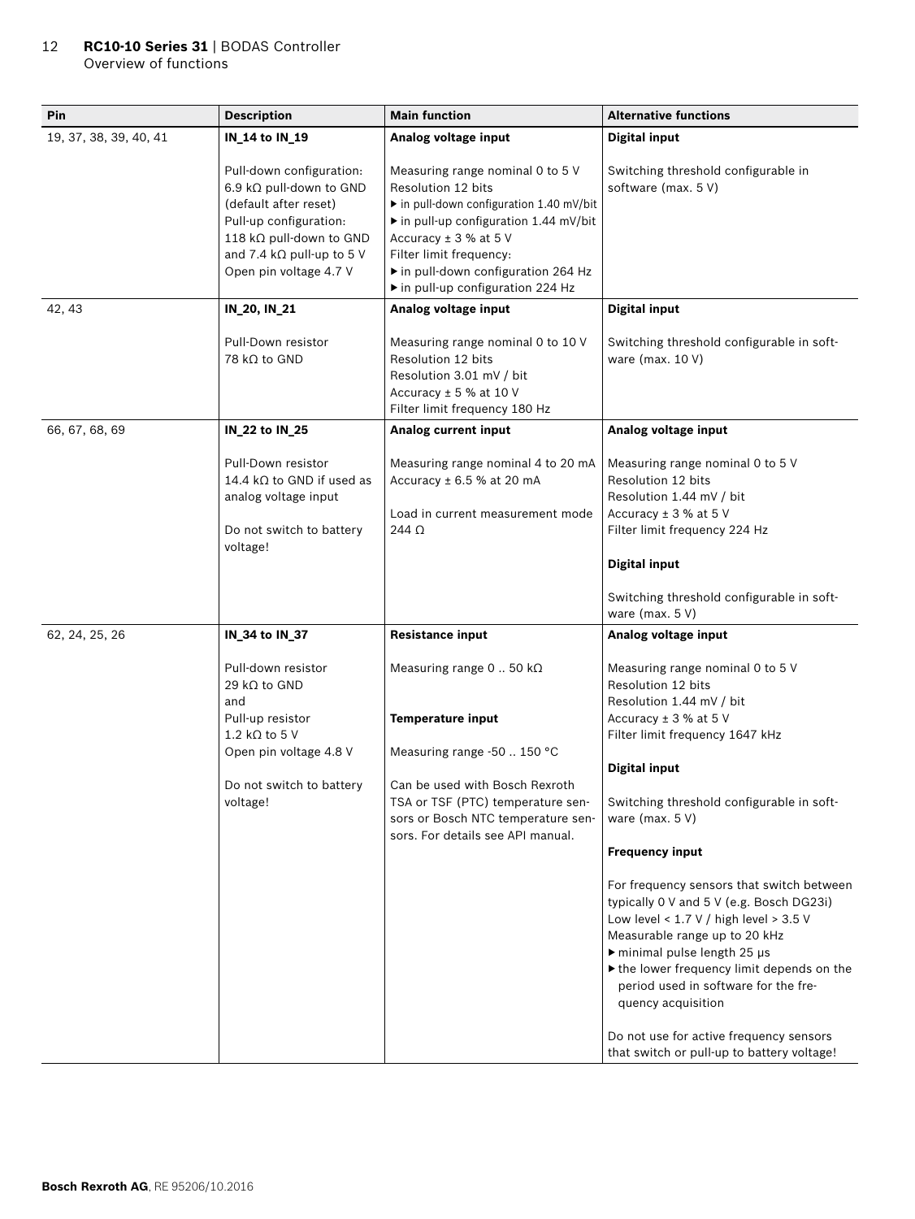| Pin | Description | Main function | Alternative functions |
|---|---|---|---|
| 19, 37, 38, 39, 40, 41 | **IN_14 to IN_19**<br><br>Pull-down configuration:<br>6.9 kΩ pull-down to GND (default after reset)<br>Pull-up configuration:<br>118 kΩ pull-down to GND and 7.4 kΩ pull-up to 5 V<br>Open pin voltage 4.7 V | **Analog voltage input**<br><br>Measuring range nominal 0 to 5 V<br>Resolution 12 bits<br>▶ in pull-down configuration 1.40 mV/bit<br>▶ in pull-up configuration 1.44 mV/bit<br>Accuracy ± 3 % at 5 V<br>Filter limit frequency:<br>▶ in pull-down configuration 264 Hz<br>▶ in pull-up configuration 224 Hz | **Digital input**<br><br>Switching threshold configurable in software (max. 5 V) |
| 42, 43 | **IN_20, IN_21**<br><br>Pull-Down resistor<br>78 kΩ to GND | **Analog voltage input**<br><br>Measuring range nominal 0 to 10 V<br>Resolution 12 bits<br>Resolution 3.01 mV / bit<br>Accuracy ± 5 % at 10 V<br>Filter limit frequency 180 Hz | **Digital input**<br><br>Switching threshold configurable in software (max. 10 V) |
| 66, 67, 68, 69 | **IN_22 to IN_25**<br><br>Pull-Down resistor<br>14.4 kΩ to GND if used as analog voltage input<br><br>Do not switch to battery voltage! | **Analog current input**<br><br>Measuring range nominal 4 to 20 mA<br>Accuracy ± 6.5 % at 20 mA<br><br>Load in current measurement mode 244 Ω | **Analog voltage input**<br><br>Measuring range nominal 0 to 5 V<br>Resolution 12 bits<br>Resolution 1.44 mV / bit<br>Accuracy ± 3 % at 5 V<br>Filter limit frequency 224 Hz<br><br>**Digital input**<br><br>Switching threshold configurable in software (max. 5 V) |
| 62, 24, 25, 26 | **IN_34 to IN_37**<br><br>Pull-down resistor<br>29 kΩ to GND<br>and<br>Pull-up resistor<br>1.2 kΩ to 5 V<br>Open pin voltage 4.8 V<br><br>Do not switch to battery voltage! | **Resistance input**<br><br>Measuring range 0 .. 50 kΩ<br><br>**Temperature input**<br><br>Measuring range -50 .. 150 °C<br><br>Can be used with Bosch Rexroth TSA or TSF (PTC) temperature sensors or Bosch NTC temperature sensors. For details see API manual. | **Analog voltage input**<br><br>Measuring range nominal 0 to 5 V<br>Resolution 12 bits<br>Resolution 1.44 mV / bit<br>Accuracy ± 3 % at 5 V<br>Filter limit frequency 1647 kHz<br><br>**Digital input**<br><br>Switching threshold configurable in software (max. 5 V)<br><br>**Frequency input**<br><br>For frequency sensors that switch between typically 0 V and 5 V (e.g. Bosch DG23i)<br>Low level < 1.7 V / high level > 3.5 V<br>Measurable range up to 20 kHz<br>▶ minimal pulse length 25 µs<br>▶ the lower frequency limit depends on the period used in software for the frequency acquisition<br><br>Do not use for active frequency sensors that switch or pull-up to battery voltage! |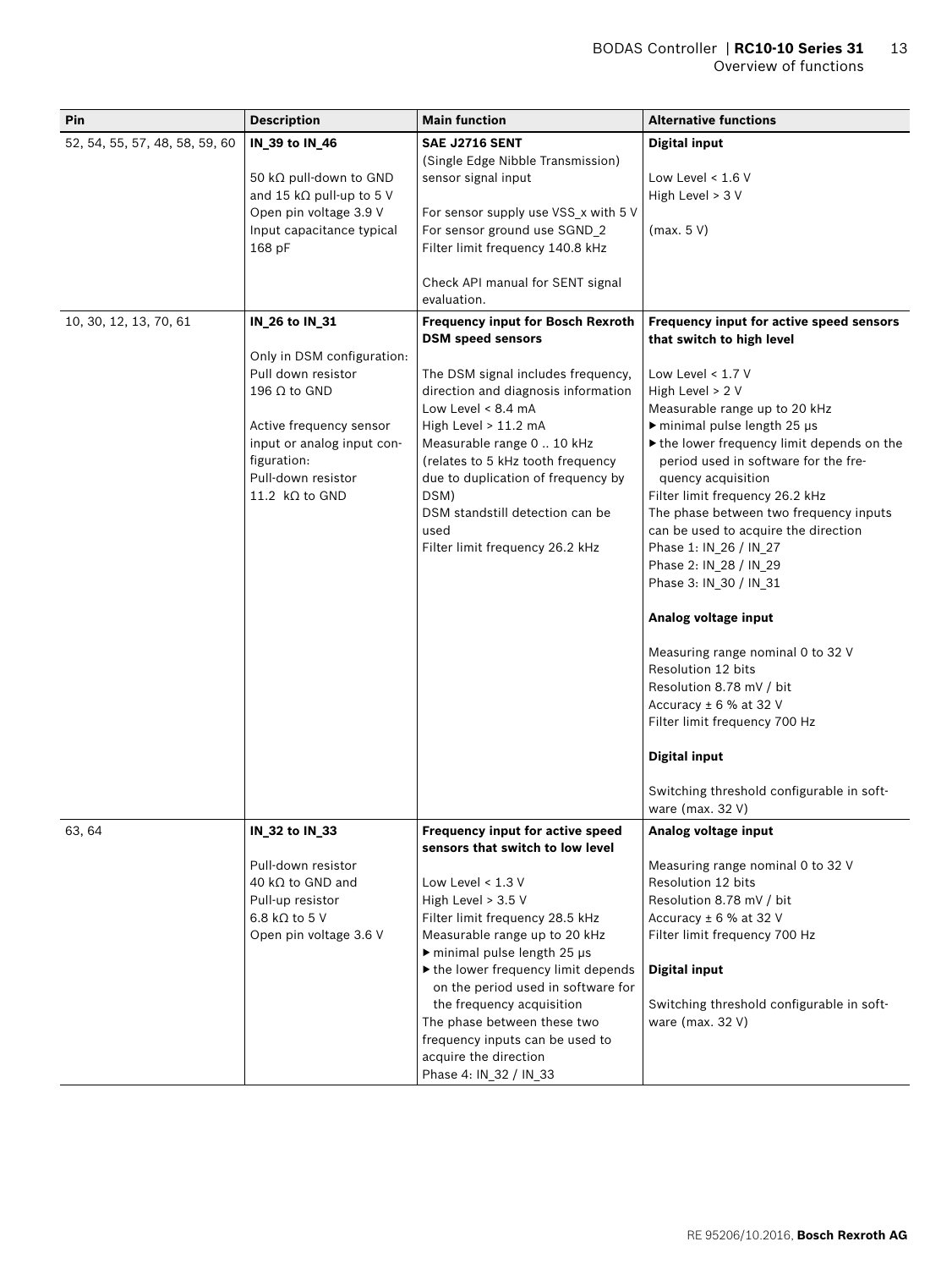| Pin | Description | Main function | Alternative functions |
|---|---|---|---|
| 52, 54, 55, 57, 48, 58, 59, 60 | **IN_39 to IN_46**<br><br>50 kΩ pull-down to GND and 15 kΩ pull-up to 5 V<br>Open pin voltage 3.9 V<br>Input capacitance typical 168 pF | **SAE J2716 SENT**<br>(Single Edge Nibble Transmission) sensor signal input<br><br>For sensor supply use VSS_x with 5 V<br>For sensor ground use SGND_2<br>Filter limit frequency 140.8 kHz<br><br>Check API manual for SENT signal evaluation. | **Digital input**<br><br>Low Level < 1.6 V<br>High Level > 3 V<br><br>(max. 5 V) |
| 10, 30, 12, 13, 70, 61 | **IN_26 to IN_31**<br><br>Only in DSM configuration:<br>Pull down resistor<br>196 Ω to GND<br><br>Active frequency sensor input or analog input configuration:<br>Pull-down resistor<br>11.2 kΩ to GND | **Frequency input for Bosch Rexroth DSM speed sensors**<br><br>The DSM signal includes frequency, direction and diagnosis information<br>Low Level < 8.4 mA<br>High Level > 11.2 mA<br>Measurable range 0 .. 10 kHz (relates to 5 kHz tooth frequency due to duplication of frequency by DSM)<br>DSM standstill detection can be used<br>Filter limit frequency 26.2 kHz | **Frequency input for active speed sensors that switch to high level**<br><br>Low Level < 1.7 V<br>High Level > 2 V<br>Measurable range up to 20 kHz<br>▶ minimal pulse length 25 µs<br>▶ the lower frequency limit depends on the period used in software for the frequency acquisition<br>Filter limit frequency 26.2 kHz<br>The phase between two frequency inputs can be used to acquire the direction<br>Phase 1: IN_26 / IN_27<br>Phase 2: IN_28 / IN_29<br>Phase 3: IN_30 / IN_31<br><br>**Analog voltage input**<br><br>Measuring range nominal 0 to 32 V<br>Resolution 12 bits<br>Resolution 8.78 mV / bit<br>Accuracy ± 6 % at 32 V<br>Filter limit frequency 700 Hz<br><br>**Digital input**<br><br>Switching threshold configurable in software (max. 32 V) |
| 63, 64 | **IN_32 to IN_33**<br><br>Pull-down resistor<br>40 kΩ to GND and<br>Pull-up resistor<br>6.8 kΩ to 5 V<br>Open pin voltage 3.6 V | **Frequency input for active speed sensors that switch to low level**<br><br>Low Level < 1.3 V<br>High Level > 3.5 V<br>Filter limit frequency 28.5 kHz<br>Measurable range up to 20 kHz<br>▶ minimal pulse length 25 µs<br>▶ the lower frequency limit depends on the period used in software for the frequency acquisition<br>The phase between these two frequency inputs can be used to acquire the direction<br>Phase 4: IN_32 / IN_33 | **Analog voltage input**<br><br>Measuring range nominal 0 to 32 V<br>Resolution 12 bits<br>Resolution 8.78 mV / bit<br>Accuracy ± 6 % at 32 V<br>Filter limit frequency 700 Hz<br><br>**Digital input**<br><br>Switching threshold configurable in software (max. 32 V) |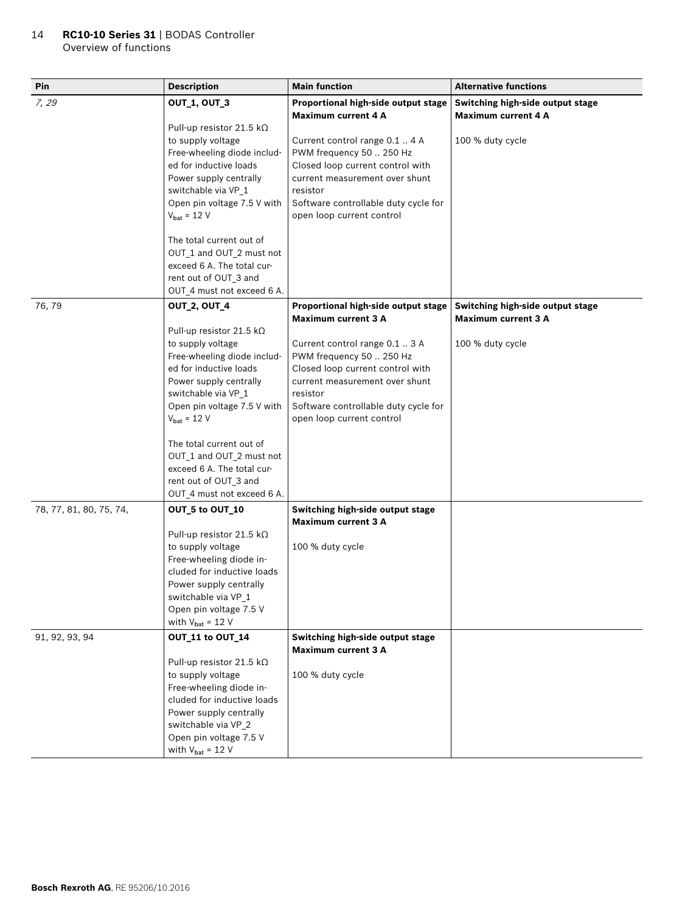| Pin | Description | Main function | Alternative functions |
|---|---|---|---|
| *7, 29* | **OUT_1, OUT_3**<br><br>Pull-up resistor 21.5 kΩ to supply voltage<br>Free-wheeling diode included for inductive loads<br>Power supply centrally switchable via VP_1<br>Open pin voltage 7.5 V with $V_{bat}$ = 12 V<br><br>The total current out of OUT_1 and OUT_2 must not exceed 6 A. The total current out of OUT_3 and OUT_4 must not exceed 6 A. | **Proportional high-side output stage Maximum current 4 A**<br><br>Current control range 0.1 .. 4 A<br>PWM frequency 50 .. 250 Hz<br>Closed loop current control with current measurement over shunt resistor<br>Software controllable duty cycle for open loop current control | **Switching high-side output stage Maximum current 4 A**<br><br>100 % duty cycle |
| 76, 79 | **OUT_2, OUT_4**<br><br>Pull-up resistor 21.5 kΩ to supply voltage<br>Free-wheeling diode included for inductive loads<br>Power supply centrally switchable via VP_1<br>Open pin voltage 7.5 V with $V_{bat}$ = 12 V<br><br>The total current out of OUT_1 and OUT_2 must not exceed 6 A. The total current out of OUT_3 and OUT_4 must not exceed 6 A. | **Proportional high-side output stage Maximum current 3 A**<br><br>Current control range 0.1 .. 3 A<br>PWM frequency 50 .. 250 Hz<br>Closed loop current control with current measurement over shunt resistor<br>Software controllable duty cycle for open loop current control | **Switching high-side output stage Maximum current 3 A**<br><br>100 % duty cycle |
| 78, 77, 81, 80, 75, 74, | **OUT_5 to OUT_10**<br><br>Pull-up resistor 21.5 kΩ to supply voltage<br>Free-wheeling diode included for inductive loads<br>Power supply centrally switchable via VP_1<br>Open pin voltage 7.5 V with $V_{bat}$ = 12 V | **Switching high-side output stage Maximum current 3 A**<br><br>100 % duty cycle | |
| 91, 92, 93, 94 | **OUT_11 to OUT_14**<br><br>Pull-up resistor 21.5 kΩ to supply voltage<br>Free-wheeling diode included for inductive loads<br>Power supply centrally switchable via VP_2<br>Open pin voltage 7.5 V with $V_{bat}$ = 12 V | **Switching high-side output stage Maximum current 3 A**<br><br>100 % duty cycle | |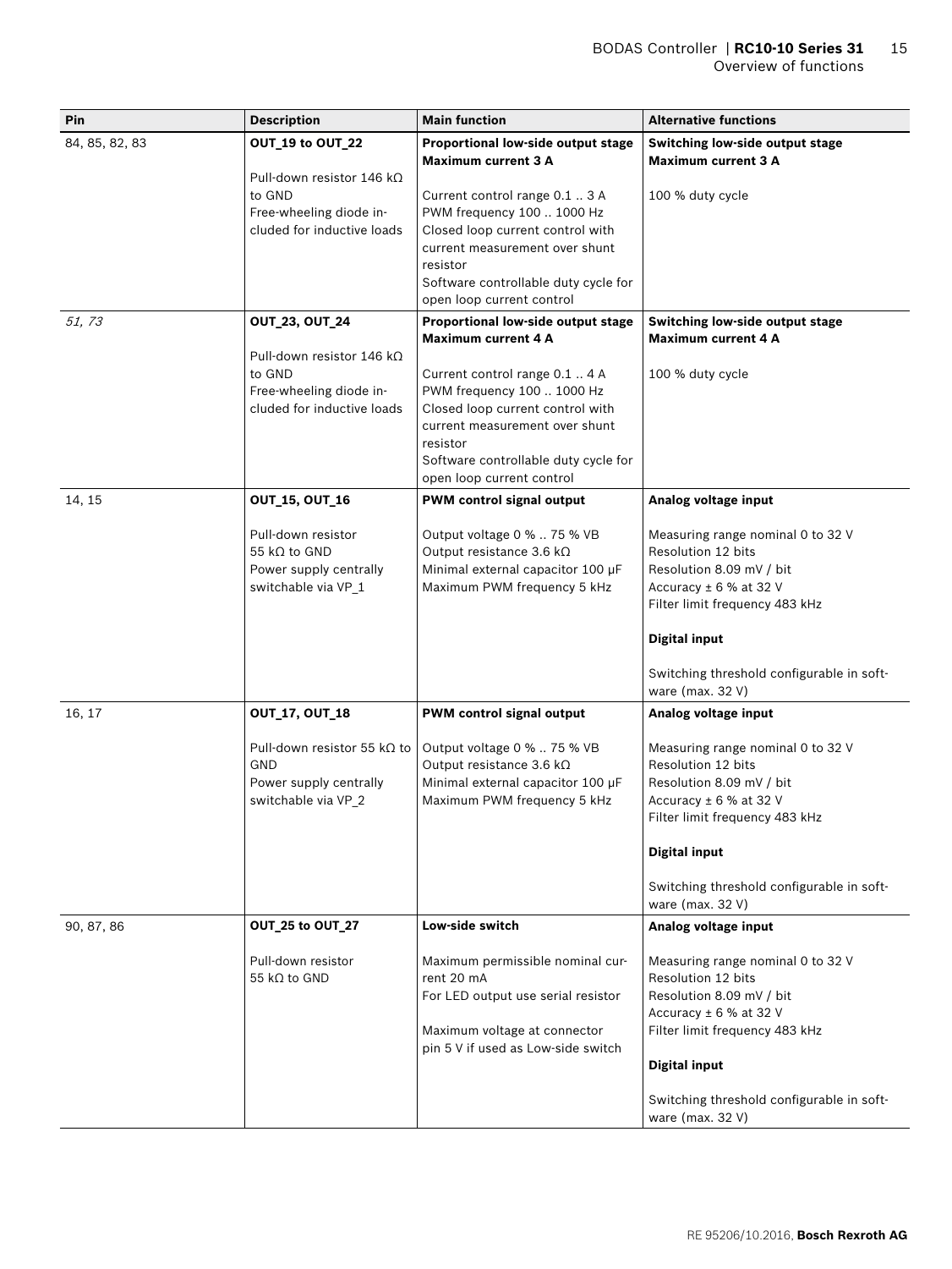| Pin | Description | Main function | Alternative functions |
|---|---|---|---|
| 84, 85, 82, 83 | **OUT_19 to OUT_22**<br><br>Pull-down resistor 146 kΩ to GND<br>Free-wheeling diode included for inductive loads | **Proportional low-side output stage Maximum current 3 A**<br><br>Current control range 0.1 .. 3 A<br>PWM frequency 100 .. 1000 Hz<br>Closed loop current control with current measurement over shunt resistor<br>Software controllable duty cycle for open loop current control | **Switching low-side output stage Maximum current 3 A**<br><br>100 % duty cycle |
| *51, 73* | **OUT_23, OUT_24**<br><br>Pull-down resistor 146 kΩ to GND<br>Free-wheeling diode included for inductive loads | **Proportional low-side output stage Maximum current 4 A**<br><br>Current control range 0.1 .. 4 A<br>PWM frequency 100 .. 1000 Hz<br>Closed loop current control with current measurement over shunt resistor<br>Software controllable duty cycle for open loop current control | **Switching low-side output stage Maximum current 4 A**<br><br>100 % duty cycle |
| 14, 15 | **OUT_15, OUT_16**<br><br>Pull-down resistor 55 kΩ to GND<br>Power supply centrally switchable via VP_1 | **PWM control signal output**<br><br>Output voltage 0 % .. 75 % VB<br>Output resistance 3.6 kΩ<br>Minimal external capacitor 100 µF<br>Maximum PWM frequency 5 kHz | **Analog voltage input**<br><br>Measuring range nominal 0 to 32 V<br>Resolution 12 bits<br>Resolution 8.09 mV / bit<br>Accuracy ± 6 % at 32 V<br>Filter limit frequency 483 kHz<br><br>**Digital input**<br><br>Switching threshold configurable in software (max. 32 V) |
| 16, 17 | **OUT_17, OUT_18**<br><br>Pull-down resistor 55 kΩ to GND<br>Power supply centrally switchable via VP_2 | **PWM control signal output**<br><br>Output voltage 0 % .. 75 % VB<br>Output resistance 3.6 kΩ<br>Minimal external capacitor 100 µF<br>Maximum PWM frequency 5 kHz | **Analog voltage input**<br><br>Measuring range nominal 0 to 32 V<br>Resolution 12 bits<br>Resolution 8.09 mV / bit<br>Accuracy ± 6 % at 32 V<br>Filter limit frequency 483 kHz<br><br>**Digital input**<br><br>Switching threshold configurable in software (max. 32 V) |
| 90, 87, 86 | **OUT_25 to OUT_27**<br><br>Pull-down resistor 55 kΩ to GND | **Low-side switch**<br><br>Maximum permissible nominal current 20 mA<br>For LED output use serial resistor<br><br>Maximum voltage at connector pin 5 V if used as Low-side switch | **Analog voltage input**<br><br>Measuring range nominal 0 to 32 V<br>Resolution 12 bits<br>Resolution 8.09 mV / bit<br>Accuracy ± 6 % at 32 V<br>Filter limit frequency 483 kHz<br><br>**Digital input**<br><br>Switching threshold configurable in software (max. 32 V) |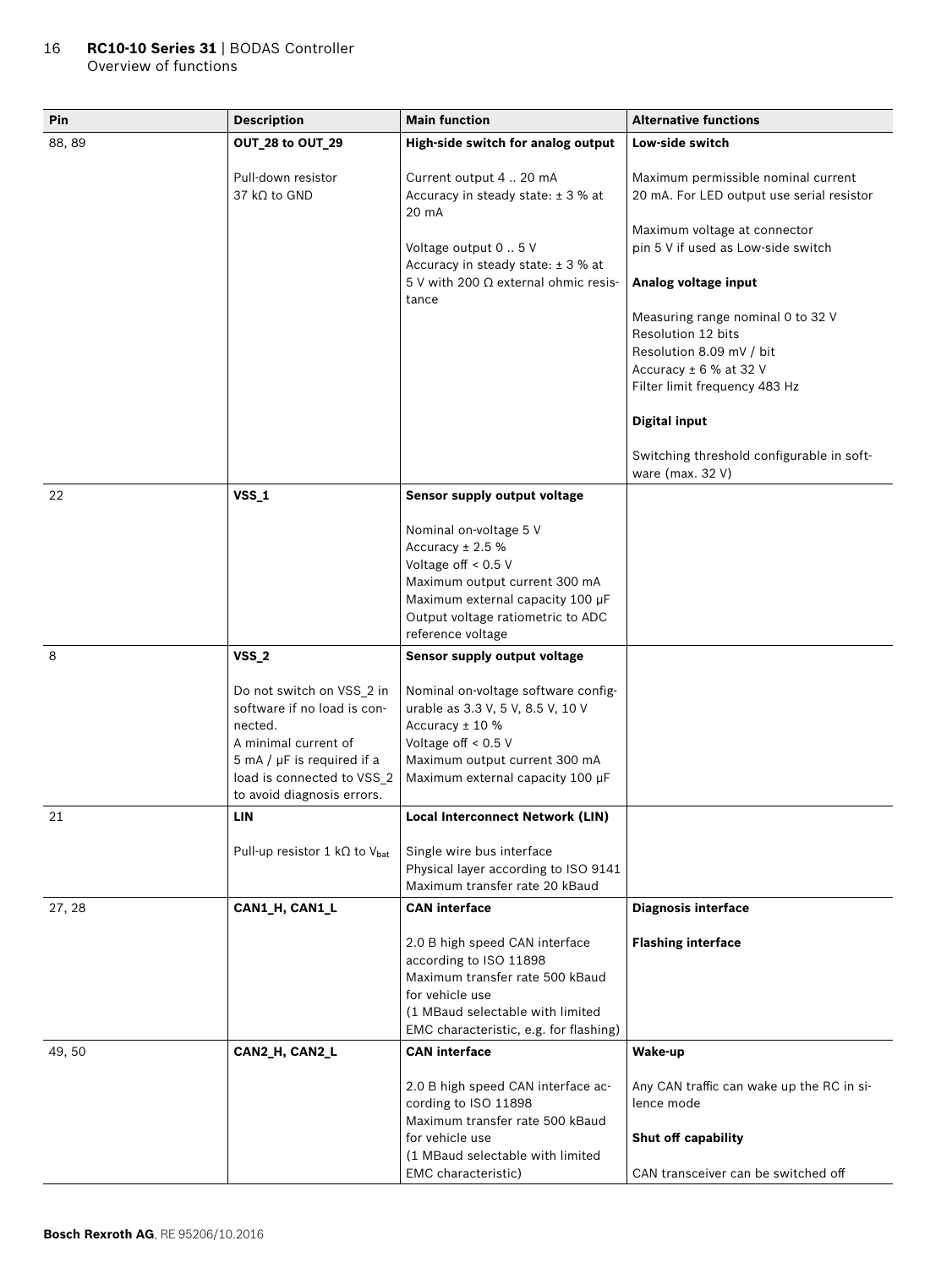| Pin | Description | Main function | Alternative functions |
|---|---|---|---|
| 88, 89 | **OUT_28 to OUT_29**<br><br>Pull-down resistor 37 kΩ to GND | **High-side switch for analog output**<br><br>Current output 4 .. 20 mA<br>Accuracy in steady state: ± 3 % at 20 mA<br><br>Voltage output 0 .. 5 V<br>Accuracy in steady state: ± 3 % at 5 V with 200 Ω external ohmic resistance | **Low-side switch**<br><br>Maximum permissible nominal current 20 mA. For LED output use serial resistor<br><br>Maximum voltage at connector pin 5 V if used as Low-side switch<br><br>**Analog voltage input**<br><br>Measuring range nominal 0 to 32 V<br>Resolution 12 bits<br>Resolution 8.09 mV / bit<br>Accuracy ± 6 % at 32 V<br>Filter limit frequency 483 Hz<br><br>**Digital input**<br><br>Switching threshold configurable in software (max. 32 V) |
| 22 | **VSS_1** | **Sensor supply output voltage**<br><br>Nominal on-voltage 5 V<br>Accuracy ± 2.5 %<br>Voltage off < 0.5 V<br>Maximum output current 300 mA<br>Maximum external capacity 100 µF<br>Output voltage ratiometric to ADC reference voltage | |
| 8 | **VSS_2**<br><br>Do not switch on VSS_2 in software if no load is connected.<br>A minimal current of 5 mA / µF is required if a load is connected to VSS_2 to avoid diagnosis errors. | **Sensor supply output voltage**<br><br>Nominal on-voltage software configurable as 3.3 V, 5 V, 8.5 V, 10 V<br>Accuracy ± 10 %<br>Voltage off < 0.5 V<br>Maximum output current 300 mA<br>Maximum external capacity 100 µF | |
| 21 | **LIN**<br><br>Pull-up resistor 1 kΩ to $V_{bat}$ | **Local Interconnect Network (LIN)**<br><br>Single wire bus interface<br>Physical layer according to ISO 9141<br>Maximum transfer rate 20 kBaud | |
| 27, 28 | **CAN1_H, CAN1_L** | **CAN interface**<br><br>2.0 B high speed CAN interface according to ISO 11898<br>Maximum transfer rate 500 kBaud for vehicle use<br>(1 MBaud selectable with limited EMC characteristic, e.g. for flashing) | **Diagnosis interface**<br><br>**Flashing interface** |
| 49, 50 | **CAN2_H, CAN2_L** | **CAN interface**<br><br>2.0 B high speed CAN interface according to ISO 11898<br>Maximum transfer rate 500 kBaud for vehicle use<br>(1 MBaud selectable with limited EMC characteristic) | **Wake-up**<br><br>Any CAN traffic can wake up the RC in silence mode<br><br>**Shut off capability**<br><br>CAN transceiver can be switched off |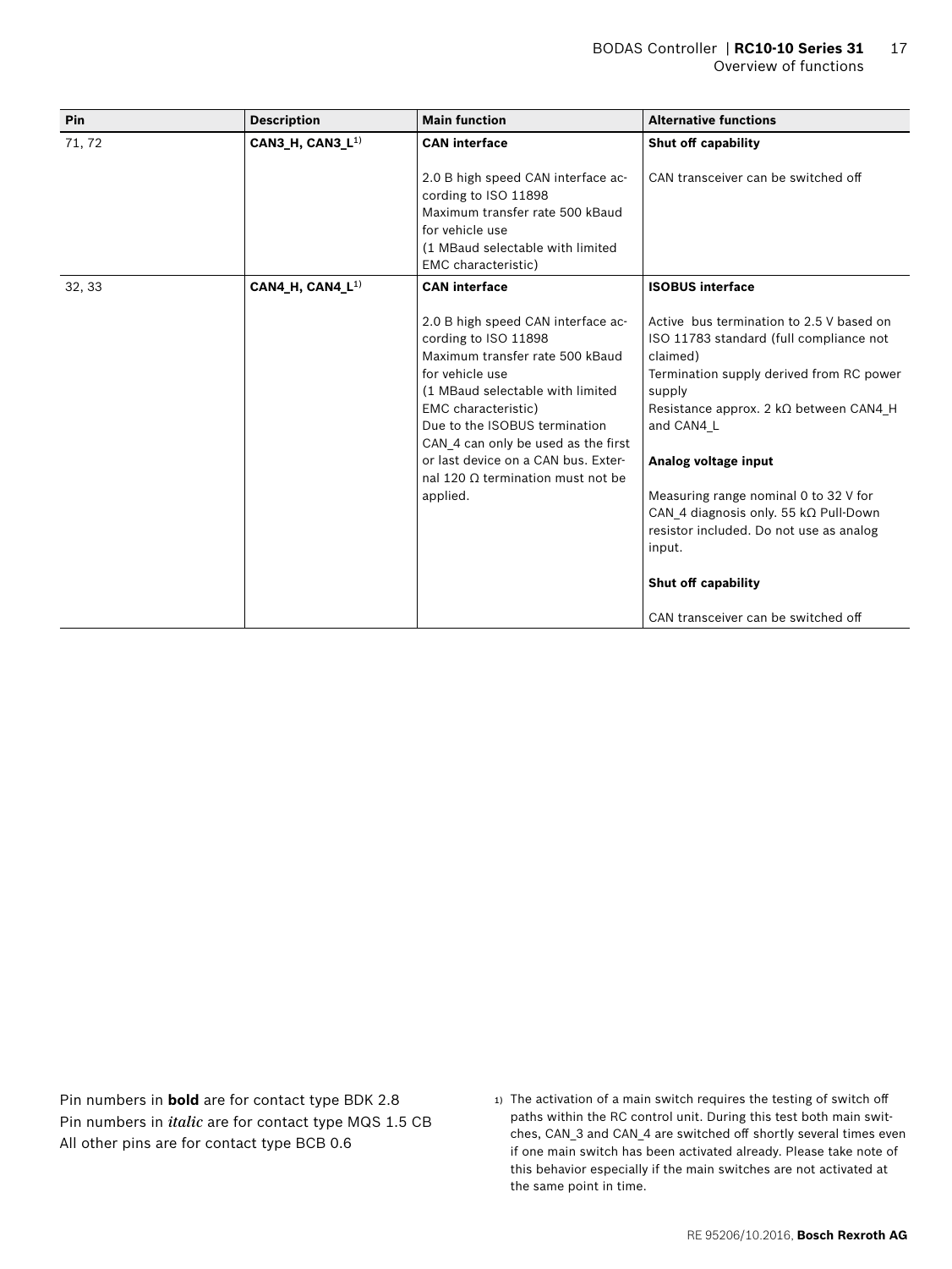| Pin | Description | Main function | Alternative functions |
|---|---|---|---|
| 71, 72 | **CAN3_H, CAN3_L**[1] | **CAN interface**<br><br>2.0 B high speed CAN interface according to ISO 11898<br>Maximum transfer rate 500 kBaud for vehicle use<br>(1 MBaud selectable with limited EMC characteristic) | **Shut off capability**<br><br>CAN transceiver can be switched off |
| 32, 33 | **CAN4_H, CAN4_L**[1] | **CAN interface**<br><br>2.0 B high speed CAN interface according to ISO 11898<br>Maximum transfer rate 500 kBaud for vehicle use<br>(1 MBaud selectable with limited EMC characteristic)<br>Due to the ISOBUS termination CAN_4 can only be used as the first or last device on a CAN bus. External 120 Ω termination must not be applied. | **ISOBUS interface**<br><br>Active bus termination to 2.5 V based on ISO 11783 standard (full compliance not claimed)<br>Termination supply derived from RC power supply<br>Resistance approx. 2 kΩ between CAN4_H and CAN4_L<br><br>**Analog voltage input**<br><br>Measuring range nominal 0 to 32 V for CAN_4 diagnosis only. 55 kΩ Pull-Down resistor included. Do not use as analog input.<br><br>**Shut off capability**<br><br>CAN transceiver can be switched off |

Pin numbers in **bold** are for contact type BDK 2.8
Pin numbers in *italic* are for contact type MQS 1.5 CB
All other pins are for contact type BCB 0.6

1) The activation of a main switch requires the testing of switch off paths within the RC control unit. During this test both main switches, CAN_3 and CAN_4 are switched off shortly several times even if one main switch has been activated already. Please take note of this behavior especially if the main switches are not activated at the same point in time.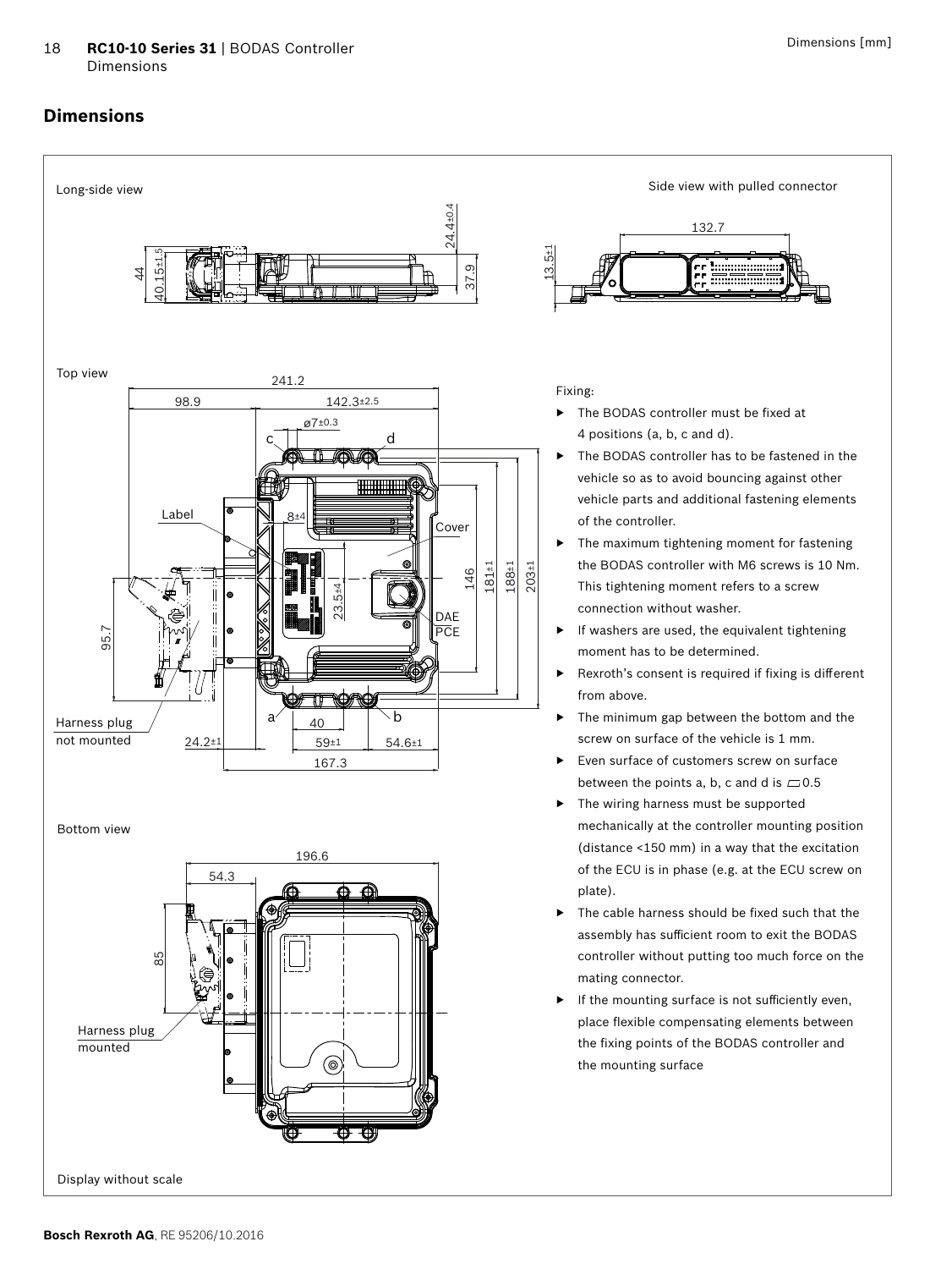## Dimensions

Long-side view

Side view with pulled connector

Top view

Bottom view

Display without scale

Fixing:

- The BODAS controller must be fixed at 4 positions (a, b, c and d).
- The BODAS controller has to be fastened in the vehicle so as to avoid bouncing against other vehicle parts and additional fastening elements of the controller.
- The maximum tightening moment for fastening the BODAS controller with M6 screws is 10 Nm. This tightening moment refers to a screw connection without washer.
- If washers are used, the equivalent tightening moment has to be determined.
- Rexroth's consent is required if fixing is different from above.
- The minimum gap between the bottom and the screw on surface of the vehicle is 1 mm.
- Even surface of customers screw on surface between the points a, b, c and d is ⏥0.5
- The wiring harness must be supported mechanically at the controller mounting position (distance <150 mm) in a way that the excitation of the ECU is in phase (e.g. at the ECU screw on plate).
- The cable harness should be fixed such that the assembly has sufficient room to exit the BODAS controller without putting too much force on the mating connector.
- If the mounting surface is not sufficiently even, place flexible compensating elements between the fixing points of the BODAS controller and the mounting surface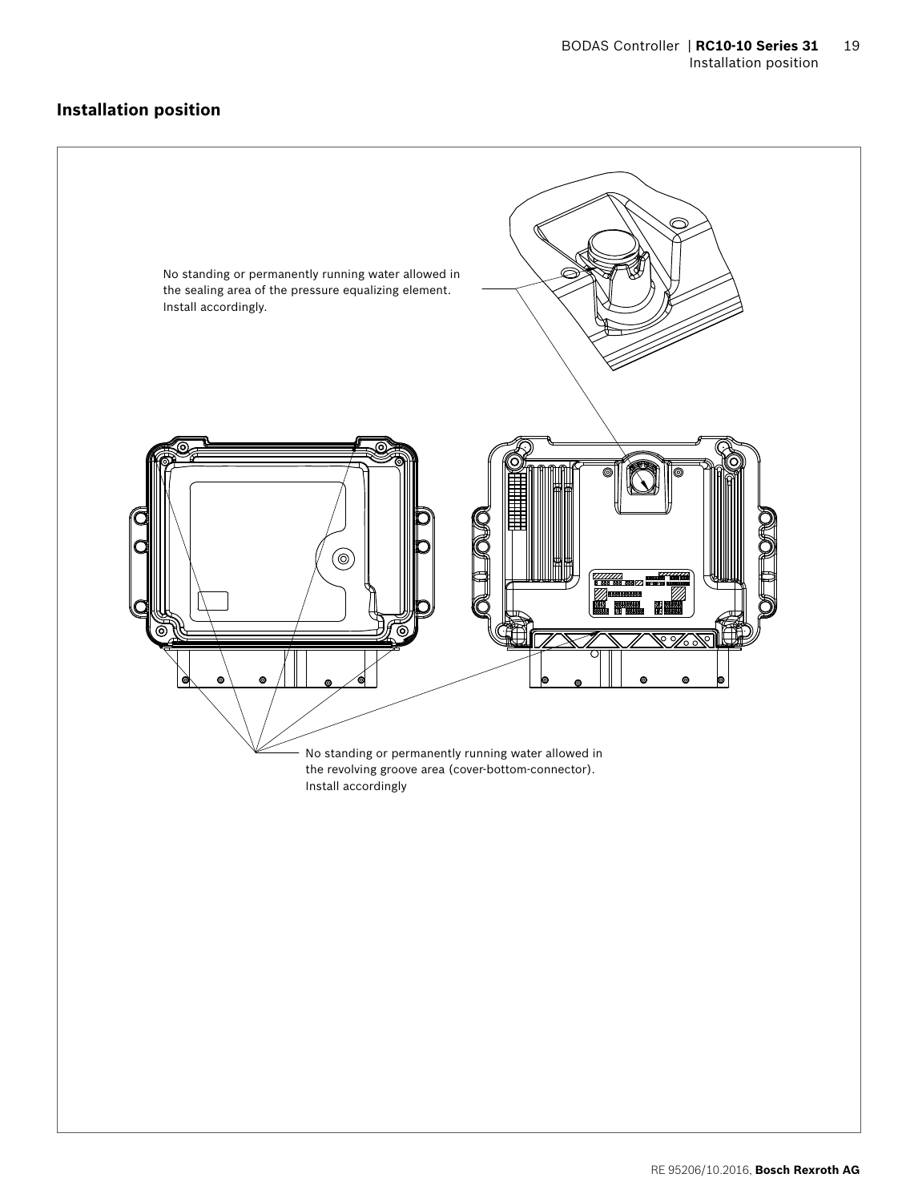## Installation position

No standing or permanently running water allowed in the sealing area of the pressure equalizing element. Install accordingly.

No standing or permanently running water allowed in the revolving groove area (cover-bottom-connector). Install accordingly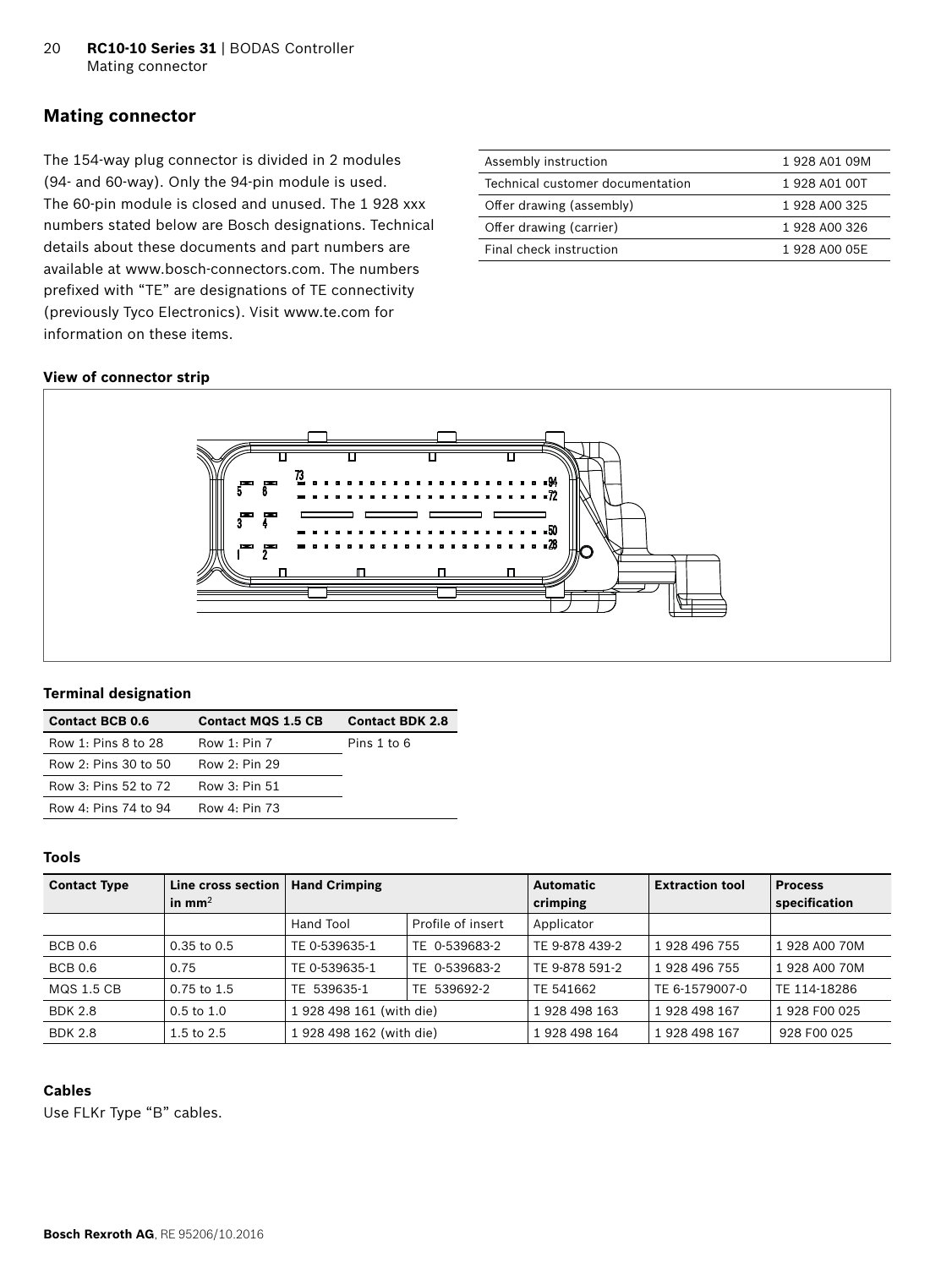## Mating connector

The 154-way plug connector is divided in 2 modules (94- and 60-way). Only the 94-pin module is used. The 60-pin module is closed and unused. The 1 928 xxx numbers stated below are Bosch designations. Technical details about these documents and part numbers are available at www.bosch-connectors.com. The numbers prefixed with "TE" are designations of TE connectivity (previously Tyco Electronics). Visit www.te.com for information on these items.

| | |
|---|---|
| Assembly instruction | 1 928 A01 09M |
| Technical customer documentation | 1 928 A01 00T |
| Offer drawing (assembly) | 1 928 A00 325 |
| Offer drawing (carrier) | 1 928 A00 326 |
| Final check instruction | 1 928 A00 05E |

**View of connector strip**

**Terminal designation**

| Contact BCB 0.6 | Contact MQS 1.5 CB | Contact BDK 2.8 |
|---|---|---|
| Row 1: Pins 8 to 28 | Row 1: Pin 7 | Pins 1 to 6 |
| Row 2: Pins 30 to 50 | Row 2: Pin 29 | |
| Row 3: Pins 52 to 72 | Row 3: Pin 51 | |
| Row 4: Pins 74 to 94 | Row 4: Pin 73 | |

**Tools**

| Contact Type | Line cross section in mm² | Hand Crimping | | Automatic crimping | Extraction tool | Process specification |
|---|---|---|---|---|---|---|
| | | Hand Tool | Profile of insert | Applicator | | |
| BCB 0.6 | 0.35 to 0.5 | TE 0-539635-1 | TE 0-539683-2 | TE 9-878 439-2 | 1 928 496 755 | 1 928 A00 70M |
| BCB 0.6 | 0.75 | TE 0-539635-1 | TE 0-539683-2 | TE 9-878 591-2 | 1 928 496 755 | 1 928 A00 70M |
| MQS 1.5 CB | 0.75 to 1.5 | TE 539635-1 | TE 539692-2 | TE 541662 | TE 6-1579007-0 | TE 114-18286 |
| BDK 2.8 | 0.5 to 1.0 | 1 928 498 161 (with die) | | 1 928 498 163 | 1 928 498 167 | 1 928 F00 025 |
| BDK 2.8 | 1.5 to 2.5 | 1 928 498 162 (with die) | | 1 928 498 164 | 1 928 498 167 | 928 F00 025 |

**Cables**

Use FLKr Type "B" cables.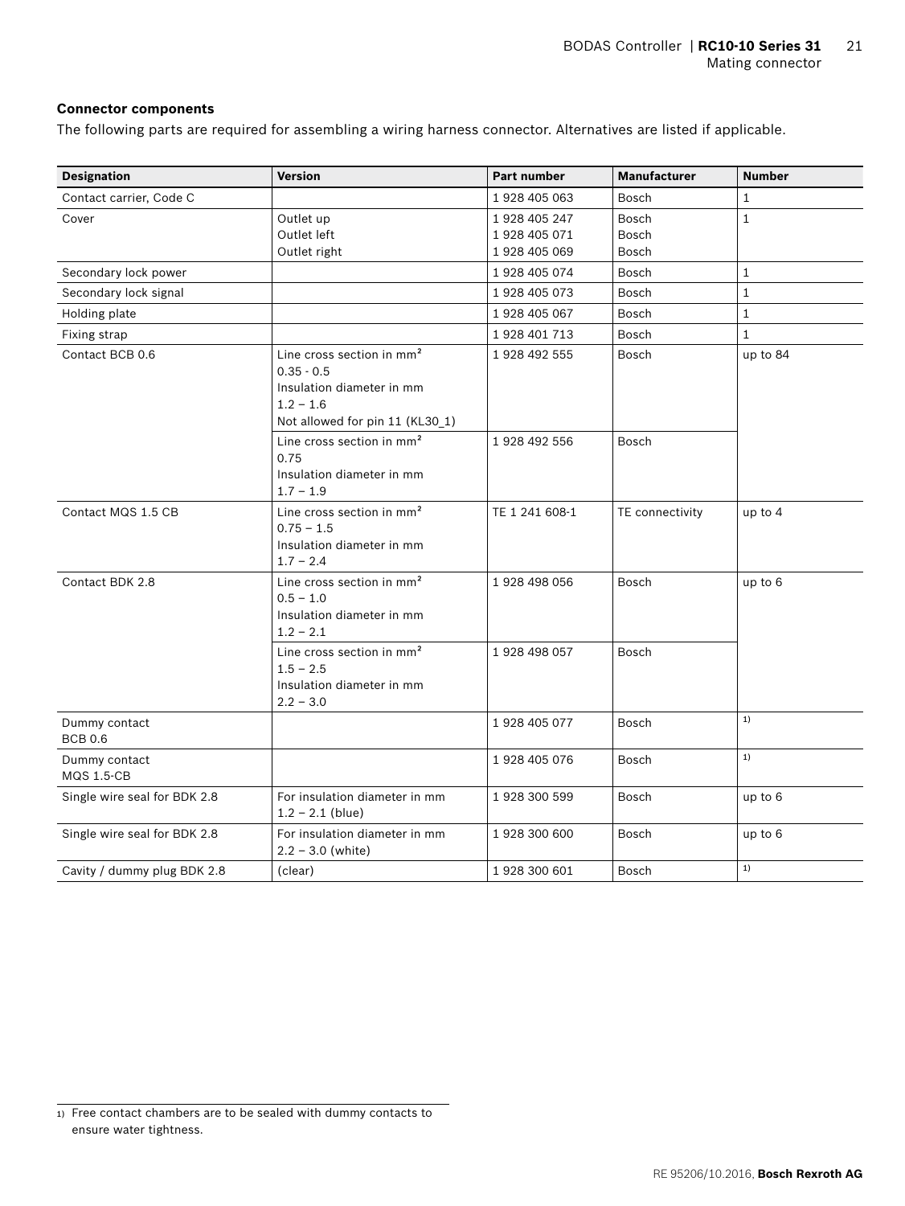### Connector components

The following parts are required for assembling a wiring harness connector. Alternatives are listed if applicable.

| Designation | Version | Part number | Manufacturer | Number |
|---|---|---|---|---|
| Contact carrier, Code C | | 1 928 405 063 | Bosch | 1 |
| Cover | Outlet up<br>Outlet left<br>Outlet right | 1 928 405 247<br>1 928 405 071<br>1 928 405 069 | Bosch<br>Bosch<br>Bosch | 1 |
| Secondary lock power | | 1 928 405 074 | Bosch | 1 |
| Secondary lock signal | | 1 928 405 073 | Bosch | 1 |
| Holding plate | | 1 928 405 067 | Bosch | 1 |
| Fixing strap | | 1 928 401 713 | Bosch | 1 |
| Contact BCB 0.6 | Line cross section in mm²<br>0.35 - 0.5<br>Insulation diameter in mm<br>1.2 – 1.6<br>Not allowed for pin 11 (KL30_1) | 1 928 492 555 | Bosch | up to 84 |
| | Line cross section in mm²<br>0.75<br>Insulation diameter in mm<br>1.7 – 1.9 | 1 928 492 556 | Bosch | |
| Contact MQS 1.5 CB | Line cross section in mm²<br>0.75 – 1.5<br>Insulation diameter in mm<br>1.7 – 2.4 | TE 1 241 608-1 | TE connectivity | up to 4 |
| Contact BDK 2.8 | Line cross section in mm²<br>0.5 – 1.0<br>Insulation diameter in mm<br>1.2 – 2.1 | 1 928 498 056 | Bosch | up to 6 |
| | Line cross section in mm²<br>1.5 – 2.5<br>Insulation diameter in mm<br>2.2 – 3.0 | 1 928 498 057 | Bosch | |
| Dummy contact<br>BCB 0.6 | | 1 928 405 077 | Bosch | [1] |
| Dummy contact<br>MQS 1.5-CB | | 1 928 405 076 | Bosch | [1] |
| Single wire seal for BDK 2.8 | For insulation diameter in mm<br>1.2 – 2.1 (blue) | 1 928 300 599 | Bosch | up to 6 |
| Single wire seal for BDK 2.8 | For insulation diameter in mm<br>2.2 – 3.0 (white) | 1 928 300 600 | Bosch | up to 6 |
| Cavity / dummy plug BDK 2.8 | (clear) | 1 928 300 601 | Bosch | [1] |

[1] Free contact chambers are to be sealed with dummy contacts to ensure water tightness.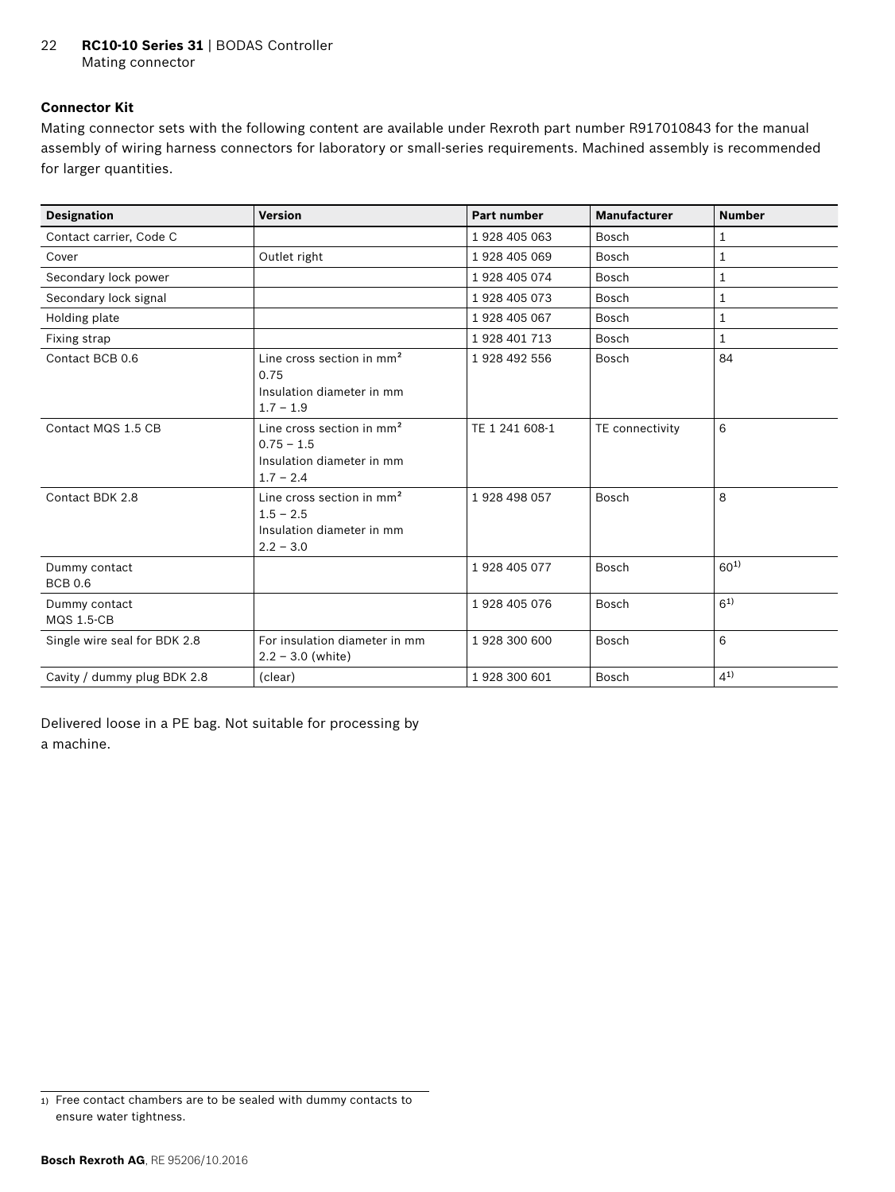### Connector Kit

Mating connector sets with the following content are available under Rexroth part number R917010843 for the manual assembly of wiring harness connectors for laboratory or small-series requirements. Machined assembly is recommended for larger quantities.

| Designation | Version | Part number | Manufacturer | Number |
|---|---|---|---|---|
| Contact carrier, Code C | | 1 928 405 063 | Bosch | 1 |
| Cover | Outlet right | 1 928 405 069 | Bosch | 1 |
| Secondary lock power | | 1 928 405 074 | Bosch | 1 |
| Secondary lock signal | | 1 928 405 073 | Bosch | 1 |
| Holding plate | | 1 928 405 067 | Bosch | 1 |
| Fixing strap | | 1 928 401 713 | Bosch | 1 |
| Contact BCB 0.6 | Line cross section in mm² 0.75 Insulation diameter in mm 1.7 – 1.9 | 1 928 492 556 | Bosch | 84 |
| Contact MQS 1.5 CB | Line cross section in mm² 0.75 – 1.5 Insulation diameter in mm 1.7 – 2.4 | TE 1 241 608-1 | TE connectivity | 6 |
| Contact BDK 2.8 | Line cross section in mm² 1.5 – 2.5 Insulation diameter in mm 2.2 – 3.0 | 1 928 498 057 | Bosch | 8 |
| Dummy contact BCB 0.6 | | 1 928 405 077 | Bosch | 60[1] |
| Dummy contact MQS 1.5-CB | | 1 928 405 076 | Bosch | 6[1] |
| Single wire seal for BDK 2.8 | For insulation diameter in mm 2.2 – 3.0 (white) | 1 928 300 600 | Bosch | 6 |
| Cavity / dummy plug BDK 2.8 | (clear) | 1 928 300 601 | Bosch | 4[1] |

Delivered loose in a PE bag. Not suitable for processing by a machine.

1) Free contact chambers are to be sealed with dummy contacts to ensure water tightness.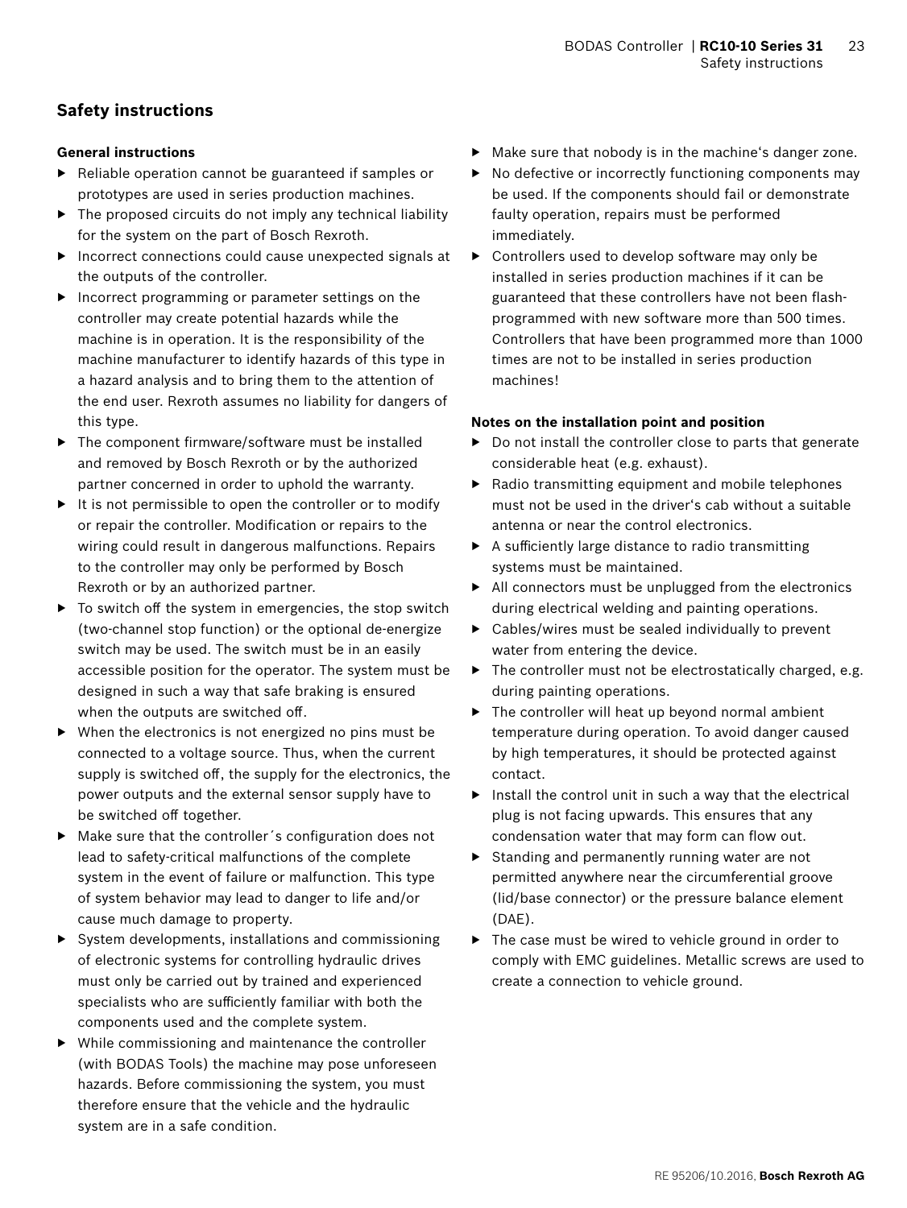## Safety instructions

### General instructions

- Reliable operation cannot be guaranteed if samples or prototypes are used in series production machines.
- The proposed circuits do not imply any technical liability for the system on the part of Bosch Rexroth.
- Incorrect connections could cause unexpected signals at the outputs of the controller.
- Incorrect programming or parameter settings on the controller may create potential hazards while the machine is in operation. It is the responsibility of the machine manufacturer to identify hazards of this type in a hazard analysis and to bring them to the attention of the end user. Rexroth assumes no liability for dangers of this type.
- The component firmware/software must be installed and removed by Bosch Rexroth or by the authorized partner concerned in order to uphold the warranty.
- It is not permissible to open the controller or to modify or repair the controller. Modification or repairs to the wiring could result in dangerous malfunctions. Repairs to the controller may only be performed by Bosch Rexroth or by an authorized partner.
- To switch off the system in emergencies, the stop switch (two-channel stop function) or the optional de-energize switch may be used. The switch must be in an easily accessible position for the operator. The system must be designed in such a way that safe braking is ensured when the outputs are switched off.
- When the electronics is not energized no pins must be connected to a voltage source. Thus, when the current supply is switched off, the supply for the electronics, the power outputs and the external sensor supply have to be switched off together.
- Make sure that the controller´s configuration does not lead to safety-critical malfunctions of the complete system in the event of failure or malfunction. This type of system behavior may lead to danger to life and/or cause much damage to property.
- System developments, installations and commissioning of electronic systems for controlling hydraulic drives must only be carried out by trained and experienced specialists who are sufficiently familiar with both the components used and the complete system.
- While commissioning and maintenance the controller (with BODAS Tools) the machine may pose unforeseen hazards. Before commissioning the system, you must therefore ensure that the vehicle and the hydraulic system are in a safe condition.
- Make sure that nobody is in the machine‘s danger zone.
- No defective or incorrectly functioning components may be used. If the components should fail or demonstrate faulty operation, repairs must be performed immediately.
- Controllers used to develop software may only be installed in series production machines if it can be guaranteed that these controllers have not been flash-programmed with new software more than 500 times. Controllers that have been programmed more than 1000 times are not to be installed in series production machines!

### Notes on the installation point and position

- Do not install the controller close to parts that generate considerable heat (e.g. exhaust).
- Radio transmitting equipment and mobile telephones must not be used in the driver‘s cab without a suitable antenna or near the control electronics.
- A sufficiently large distance to radio transmitting systems must be maintained.
- All connectors must be unplugged from the electronics during electrical welding and painting operations.
- Cables/wires must be sealed individually to prevent water from entering the device.
- The controller must not be electrostatically charged, e.g. during painting operations.
- The controller will heat up beyond normal ambient temperature during operation. To avoid danger caused by high temperatures, it should be protected against contact.
- Install the control unit in such a way that the electrical plug is not facing upwards. This ensures that any condensation water that may form can flow out.
- Standing and permanently running water are not permitted anywhere near the circumferential groove (lid/base connector) or the pressure balance element (DAE).
- The case must be wired to vehicle ground in order to comply with EMC guidelines. Metallic screws are used to create a connection to vehicle ground.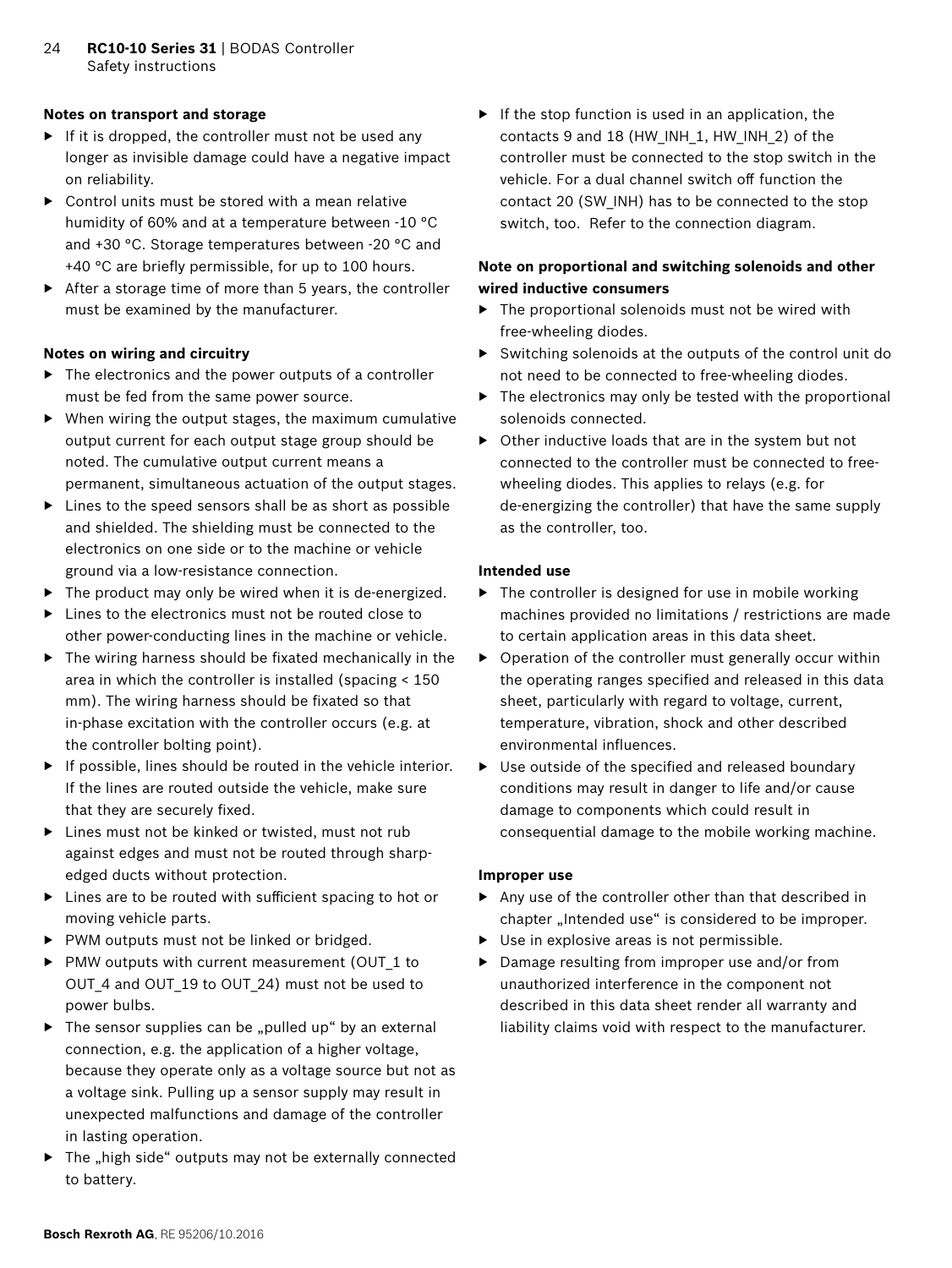#### Notes on transport and storage

- If it is dropped, the controller must not be used any longer as invisible damage could have a negative impact on reliability.
- Control units must be stored with a mean relative humidity of 60% and at a temperature between -10 °C and +30 °C. Storage temperatures between -20 °C and +40 °C are briefly permissible, for up to 100 hours.
- After a storage time of more than 5 years, the controller must be examined by the manufacturer.

#### Notes on wiring and circuitry

- The electronics and the power outputs of a controller must be fed from the same power source.
- When wiring the output stages, the maximum cumulative output current for each output stage group should be noted. The cumulative output current means a permanent, simultaneous actuation of the output stages.
- Lines to the speed sensors shall be as short as possible and shielded. The shielding must be connected to the electronics on one side or to the machine or vehicle ground via a low-resistance connection.
- The product may only be wired when it is de-energized.
- Lines to the electronics must not be routed close to other power-conducting lines in the machine or vehicle.
- The wiring harness should be fixated mechanically in the area in which the controller is installed (spacing < 150 mm). The wiring harness should be fixated so that in-phase excitation with the controller occurs (e.g. at the controller bolting point).
- If possible, lines should be routed in the vehicle interior. If the lines are routed outside the vehicle, make sure that they are securely fixed.
- Lines must not be kinked or twisted, must not rub against edges and must not be routed through sharp-edged ducts without protection.
- Lines are to be routed with sufficient spacing to hot or moving vehicle parts.
- PWM outputs must not be linked or bridged.
- PMW outputs with current measurement (OUT_1 to OUT_4 and OUT_19 to OUT_24) must not be used to power bulbs.
- The sensor supplies can be „pulled up“ by an external connection, e.g. the application of a higher voltage, because they operate only as a voltage source but not as a voltage sink. Pulling up a sensor supply may result in unexpected malfunctions and damage of the controller in lasting operation.
- The „high side“ outputs may not be externally connected to battery.
- If the stop function is used in an application, the contacts 9 and 18 (HW_INH_1, HW_INH_2) of the controller must be connected to the stop switch in the vehicle. For a dual channel switch off function the contact 20 (SW_INH) has to be connected to the stop switch, too. Refer to the connection diagram.

#### Note on proportional and switching solenoids and other wired inductive consumers

- The proportional solenoids must not be wired with free-wheeling diodes.
- Switching solenoids at the outputs of the control unit do not need to be connected to free-wheeling diodes.
- The electronics may only be tested with the proportional solenoids connected.
- Other inductive loads that are in the system but not connected to the controller must be connected to free-wheeling diodes. This applies to relays (e.g. for de-energizing the controller) that have the same supply as the controller, too.

#### Intended use

- The controller is designed for use in mobile working machines provided no limitations / restrictions are made to certain application areas in this data sheet.
- Operation of the controller must generally occur within the operating ranges specified and released in this data sheet, particularly with regard to voltage, current, temperature, vibration, shock and other described environmental influences.
- Use outside of the specified and released boundary conditions may result in danger to life and/or cause damage to components which could result in consequential damage to the mobile working machine.

#### Improper use

- Any use of the controller other than that described in chapter „Intended use“ is considered to be improper.
- Use in explosive areas is not permissible.
- Damage resulting from improper use and/or from unauthorized interference in the component not described in this data sheet render all warranty and liability claims void with respect to the manufacturer.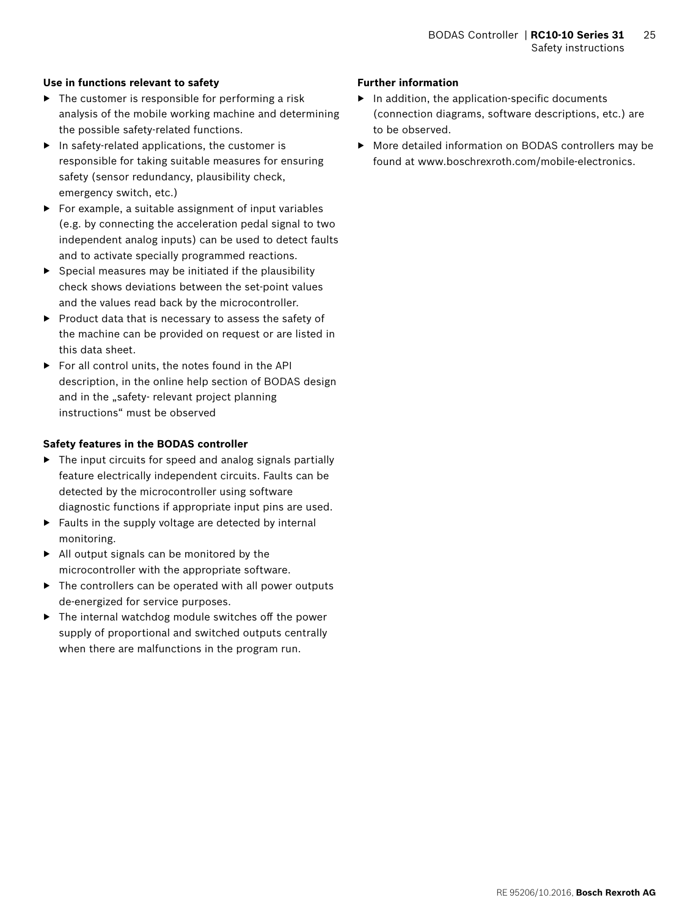### Use in functions relevant to safety

- The customer is responsible for performing a risk analysis of the mobile working machine and determining the possible safety-related functions.
- In safety-related applications, the customer is responsible for taking suitable measures for ensuring safety (sensor redundancy, plausibility check, emergency switch, etc.)
- For example, a suitable assignment of input variables (e.g. by connecting the acceleration pedal signal to two independent analog inputs) can be used to detect faults and to activate specially programmed reactions.
- Special measures may be initiated if the plausibility check shows deviations between the set-point values and the values read back by the microcontroller.
- Product data that is necessary to assess the safety of the machine can be provided on request or are listed in this data sheet.
- For all control units, the notes found in the API description, in the online help section of BODAS design and in the „safety- relevant project planning instructions“ must be observed

### Safety features in the BODAS controller

- The input circuits for speed and analog signals partially feature electrically independent circuits. Faults can be detected by the microcontroller using software diagnostic functions if appropriate input pins are used.
- Faults in the supply voltage are detected by internal monitoring.
- All output signals can be monitored by the microcontroller with the appropriate software.
- The controllers can be operated with all power outputs de-energized for service purposes.
- The internal watchdog module switches off the power supply of proportional and switched outputs centrally when there are malfunctions in the program run.

### Further information

- In addition, the application-specific documents (connection diagrams, software descriptions, etc.) are to be observed.
- More detailed information on BODAS controllers may be found at www.boschrexroth.com/mobile-electronics.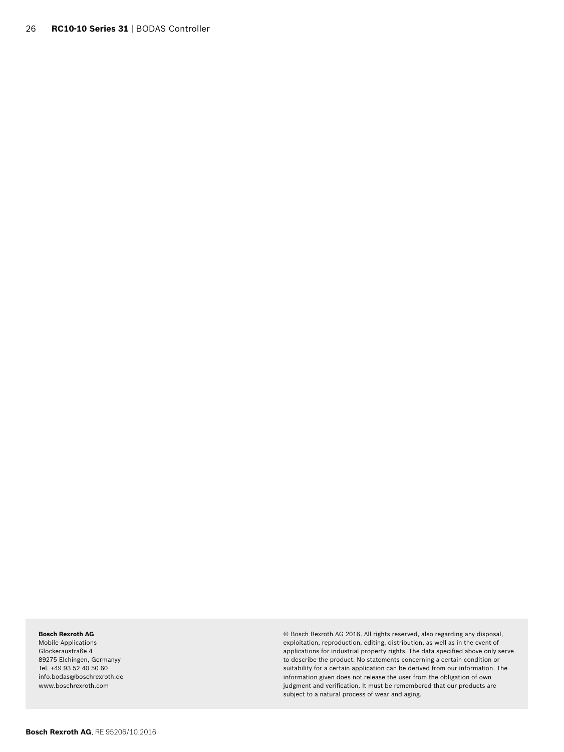**Bosch Rexroth AG**
Mobile Applications
Glockeraustraße 4
89275 Elchingen, Germanyy
Tel. +49 93 52 40 50 60
info.bodas@boschrexroth.de
www.boschrexroth.com

© Bosch Rexroth AG 2016. All rights reserved, also regarding any disposal, exploitation, reproduction, editing, distribution, as well as in the event of applications for industrial property rights. The data specified above only serve to describe the product. No statements concerning a certain condition or suitability for a certain application can be derived from our information. The information given does not release the user from the obligation of own judgment and verification. It must be remembered that our products are subject to a natural process of wear and aging.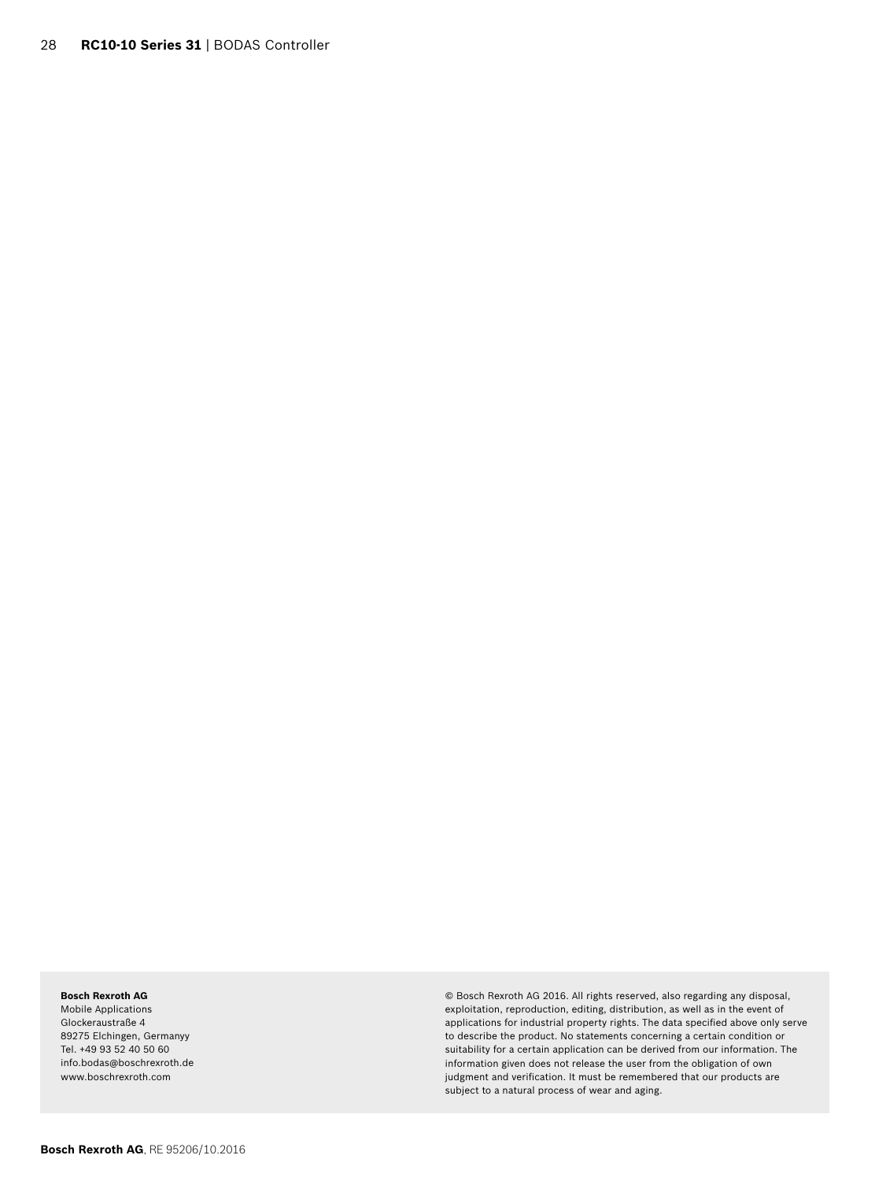**Bosch Rexroth AG**
Mobile Applications
Glockeraustraße 4
89275 Elchingen, Germanyy
Tel. +49 93 52 40 50 60
info.bodas@boschrexroth.de
www.boschrexroth.com

© Bosch Rexroth AG 2016. All rights reserved, also regarding any disposal, exploitation, reproduction, editing, distribution, as well as in the event of applications for industrial property rights. The data specified above only serve to describe the product. No statements concerning a certain condition or suitability for a certain application can be derived from our information. The information given does not release the user from the obligation of own judgment and verification. It must be remembered that our products are subject to a natural process of wear and aging.